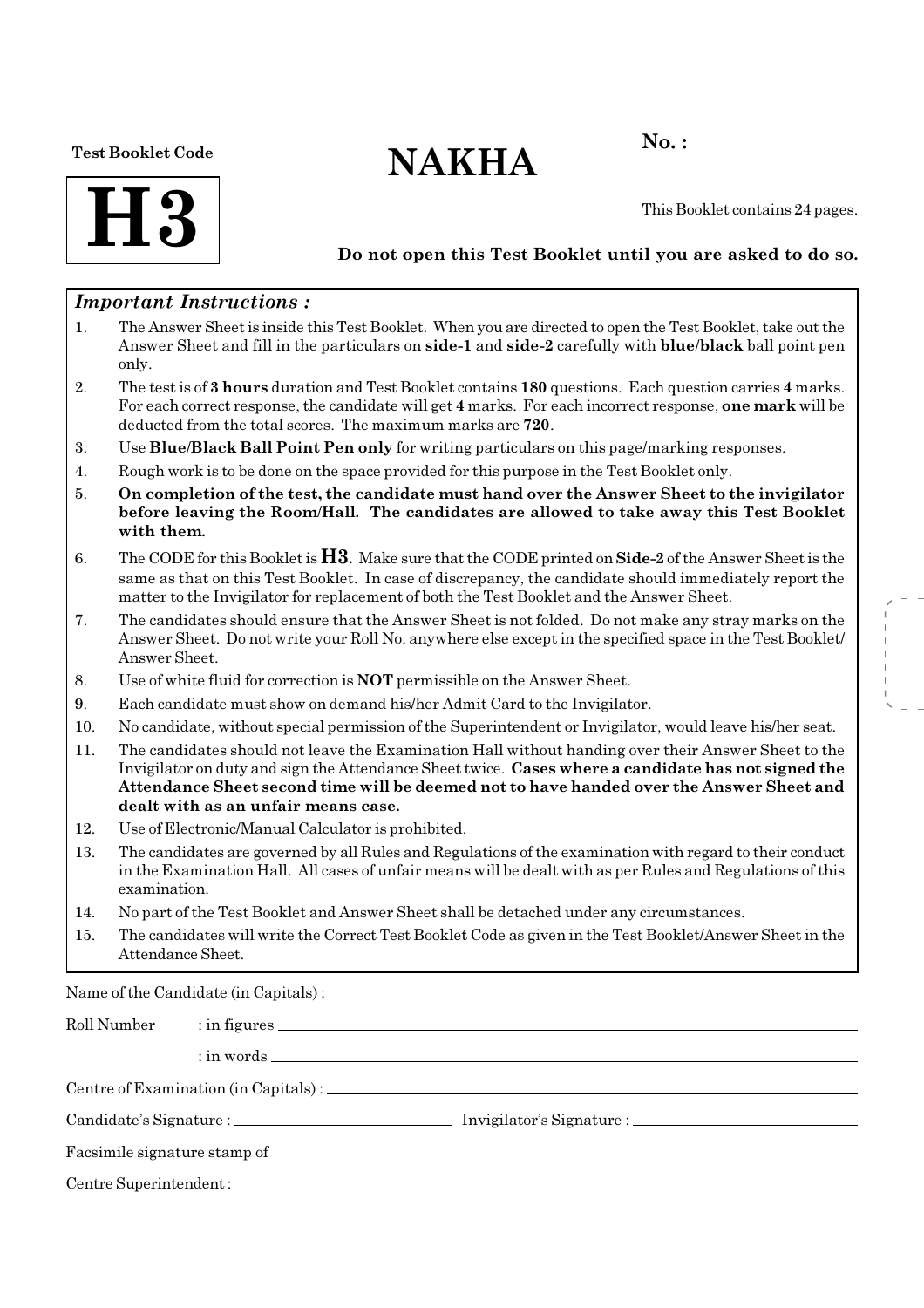Test Booklet Code

**H3**

# NAKHA

**No. :**

This Booklet contains 24 pages.

**Do not open this Test Booklet until you are asked to do so.**

***Important Instructions :***

1. The Answer Sheet is inside this Test Booklet. When you are directed to open the Test Booklet, take out the Answer Sheet and fill in the particulars on **side-1** and **side-2** carefully with **blue/black** ball point pen only.
2. The test is of **3 hours** duration and Test Booklet contains **180** questions. Each question carries **4** marks. For each correct response, the candidate will get **4** marks. For each incorrect response, **one mark** will be deducted from the total scores. The maximum marks are **720**.
3. Use **Blue/Black Ball Point Pen only** for writing particulars on this page/marking responses.
4. Rough work is to be done on the space provided for this purpose in the Test Booklet only.
5. **On completion of the test, the candidate must hand over the Answer Sheet to the invigilator before leaving the Room/Hall. The candidates are allowed to take away this Test Booklet with them.**
6. The CODE for this Booklet is **H3**. Make sure that the CODE printed on **Side-2** of the Answer Sheet is the same as that on this Test Booklet. In case of discrepancy, the candidate should immediately report the matter to the Invigilator for replacement of both the Test Booklet and the Answer Sheet.
7. The candidates should ensure that the Answer Sheet is not folded. Do not make any stray marks on the Answer Sheet. Do not write your Roll No. anywhere else except in the specified space in the Test Booklet/ Answer Sheet.
8. Use of white fluid for correction is **NOT** permissible on the Answer Sheet.
9. Each candidate must show on demand his/her Admit Card to the Invigilator.
10. No candidate, without special permission of the Superintendent or Invigilator, would leave his/her seat.
11. The candidates should not leave the Examination Hall without handing over their Answer Sheet to the Invigilator on duty and sign the Attendance Sheet twice. **Cases where a candidate has not signed the Attendance Sheet second time will be deemed not to have handed over the Answer Sheet and dealt with as an unfair means case.**
12. Use of Electronic/Manual Calculator is prohibited.
13. The candidates are governed by all Rules and Regulations of the examination with regard to their conduct in the Examination Hall. All cases of unfair means will be dealt with as per Rules and Regulations of this examination.
14. No part of the Test Booklet and Answer Sheet shall be detached under any circumstances.
15. The candidates will write the Correct Test Booklet Code as given in the Test Booklet/Answer Sheet in the Attendance Sheet.

Name of the Candidate (in Capitals) : ______________________

Roll Number : in figures ______________________

: in words ______________________

Centre of Examination (in Capitals) : ______________________

Candidate's Signature : ______________________ Invigilator's Signature : ______________________

Facsimile signature stamp of

Centre Superintendent : ______________________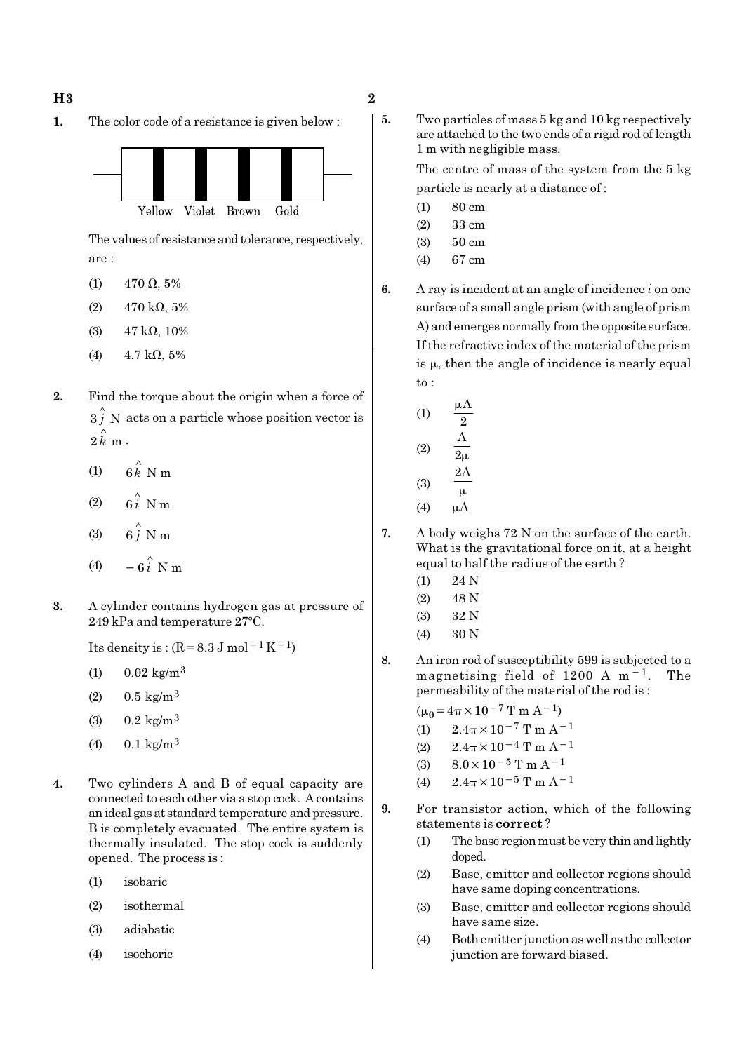1. The color code of a resistance is given below :

Yellow Violet Brown Gold

The values of resistance and tolerance, respectively, are :

(1) 470 Ω, 5%

(2) 470 kΩ, 5%

(3) 47 kΩ, 10%

(4) 4.7 kΩ, 5%

2. Find the torque about the origin when a force of $3\hat{j}$ N acts on a particle whose position vector is $2\hat{k}$ m.

(1) $6\hat{k}$ N m

(2) $6\hat{i}$ N m

(3) $6\hat{j}$ N m

(4) $-6\hat{i}$ N m

3. A cylinder contains hydrogen gas at pressure of 249 kPa and temperature 27°C.

Its density is : ($R = 8.3$ J mol$^{-1}$ K$^{-1}$)

(1) 0.02 kg/m$^3$

(2) 0.5 kg/m$^3$

(3) 0.2 kg/m$^3$

(4) 0.1 kg/m$^3$

4. Two cylinders A and B of equal capacity are connected to each other via a stop cock. A contains an ideal gas at standard temperature and pressure. B is completely evacuated. The entire system is thermally insulated. The stop cock is suddenly opened. The process is :

(1) isobaric

(2) isothermal

(3) adiabatic

(4) isochoric

5. Two particles of mass 5 kg and 10 kg respectively are attached to the two ends of a rigid rod of length 1 m with negligible mass.

The centre of mass of the system from the 5 kg particle is nearly at a distance of :

(1) 80 cm

(2) 33 cm

(3) 50 cm

(4) 67 cm

6. A ray is incident at an angle of incidence $i$ on one surface of a small angle prism (with angle of prism A) and emerges normally from the opposite surface. If the refractive index of the material of the prism is $\mu$, then the angle of incidence is nearly equal to :

(1) $\frac{\mu A}{2}$

(2) $\frac{A}{2\mu}$

(3) $\frac{2A}{\mu}$

(4) $\mu A$

7. A body weighs 72 N on the surface of the earth. What is the gravitational force on it, at a height equal to half the radius of the earth ?

(1) 24 N

(2) 48 N

(3) 32 N

(4) 30 N

8. An iron rod of susceptibility 599 is subjected to a magnetising field of 1200 A m$^{-1}$. The permeability of the material of the rod is :

($\mu_0 = 4\pi \times 10^{-7}$ T m A$^{-1}$)

(1) $2.4\pi \times 10^{-7}$ T m A$^{-1}$

(2) $2.4\pi \times 10^{-4}$ T m A$^{-1}$

(3) $8.0 \times 10^{-5}$ T m A$^{-1}$

(4) $2.4\pi \times 10^{-5}$ T m A$^{-1}$

9. For transistor action, which of the following statements is **correct** ?

(1) The base region must be very thin and lightly doped.

(2) Base, emitter and collector regions should have same doping concentrations.

(3) Base, emitter and collector regions should have same size.

(4) Both emitter junction as well as the collector junction are forward biased.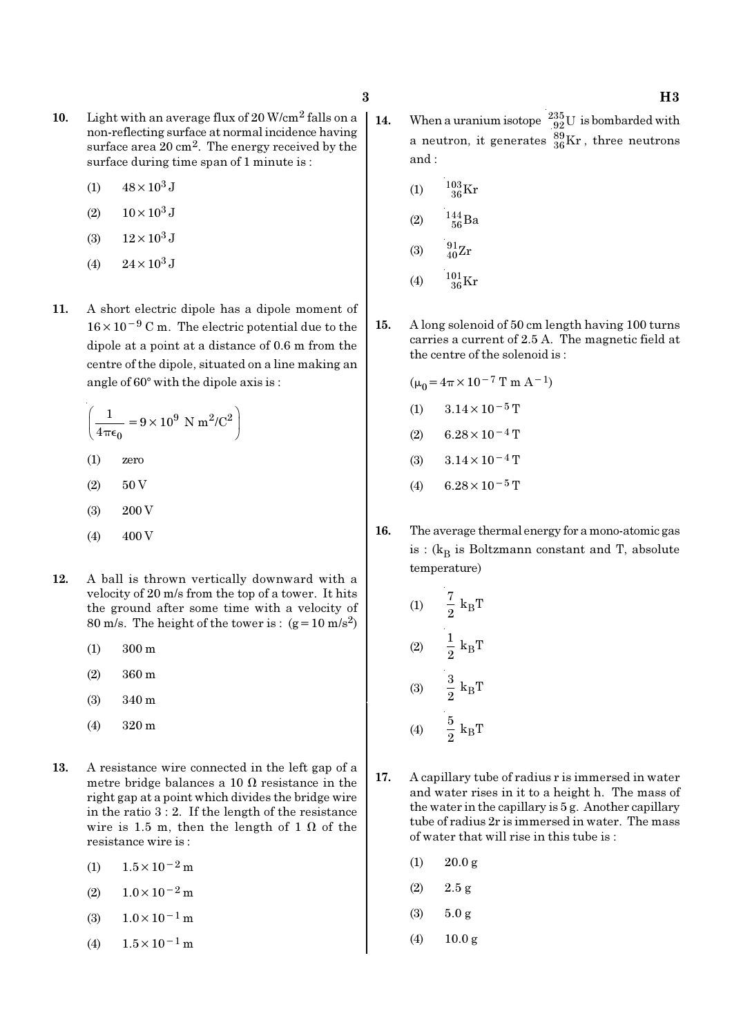10. Light with an average flux of $20\ W/cm^2$ falls on a non-reflecting surface at normal incidence having surface area $20\ cm^2$. The energy received by the surface during time span of 1 minute is :

 (1) $48 \times 10^3$ J

 (2) $10 \times 10^3$ J

 (3) $12 \times 10^3$ J

 (4) $24 \times 10^3$ J

11. A short electric dipole has a dipole moment of $16 \times 10^{-9}$ C m. The electric potential due to the dipole at a point at a distance of 0.6 m from the centre of the dipole, situated on a line making an angle of 60° with the dipole axis is :

 $\left(\frac{1}{4\pi\epsilon_0} = 9 \times 10^9\ N\ m^2/C^2\right)$

 (1) zero

 (2) 50 V

 (3) 200 V

 (4) 400 V

12. A ball is thrown vertically downward with a velocity of 20 m/s from the top of a tower. It hits the ground after some time with a velocity of 80 m/s. The height of the tower is : $(g = 10\ m/s^2)$

 (1) 300 m

 (2) 360 m

 (3) 340 m

 (4) 320 m

13. A resistance wire connected in the left gap of a metre bridge balances a 10 Ω resistance in the right gap at a point which divides the bridge wire in the ratio 3 : 2. If the length of the resistance wire is 1.5 m, then the length of 1 Ω of the resistance wire is :

 (1) $1.5 \times 10^{-2}$ m

 (2) $1.0 \times 10^{-2}$ m

 (3) $1.0 \times 10^{-1}$ m

 (4) $1.5 \times 10^{-1}$ m

14. When a uranium isotope ${}^{235}_{92}U$ is bombarded with a neutron, it generates ${}^{89}_{36}Kr$, three neutrons and :

 (1) ${}^{103}_{36}Kr$

 (2) ${}^{144}_{56}Ba$

 (3) ${}^{91}_{40}Zr$

 (4) ${}^{101}_{36}Kr$

15. A long solenoid of 50 cm length having 100 turns carries a current of 2.5 A. The magnetic field at the centre of the solenoid is :

 $(\mu_0 = 4\pi \times 10^{-7}\ T\ m\ A^{-1})$

 (1) $3.14 \times 10^{-5}$ T

 (2) $6.28 \times 10^{-4}$ T

 (3) $3.14 \times 10^{-4}$ T

 (4) $6.28 \times 10^{-5}$ T

16. The average thermal energy for a mono-atomic gas is : ($k_B$ is Boltzmann constant and T, absolute temperature)

 (1) $\frac{7}{2} k_B T$

 (2) $\frac{1}{2} k_B T$

 (3) $\frac{3}{2} k_B T$

 (4) $\frac{5}{2} k_B T$

17. A capillary tube of radius r is immersed in water and water rises in it to a height h. The mass of the water in the capillary is 5 g. Another capillary tube of radius 2r is immersed in water. The mass of water that will rise in this tube is :

 (1) 20.0 g

 (2) 2.5 g

 (3) 5.0 g

 (4) 10.0 g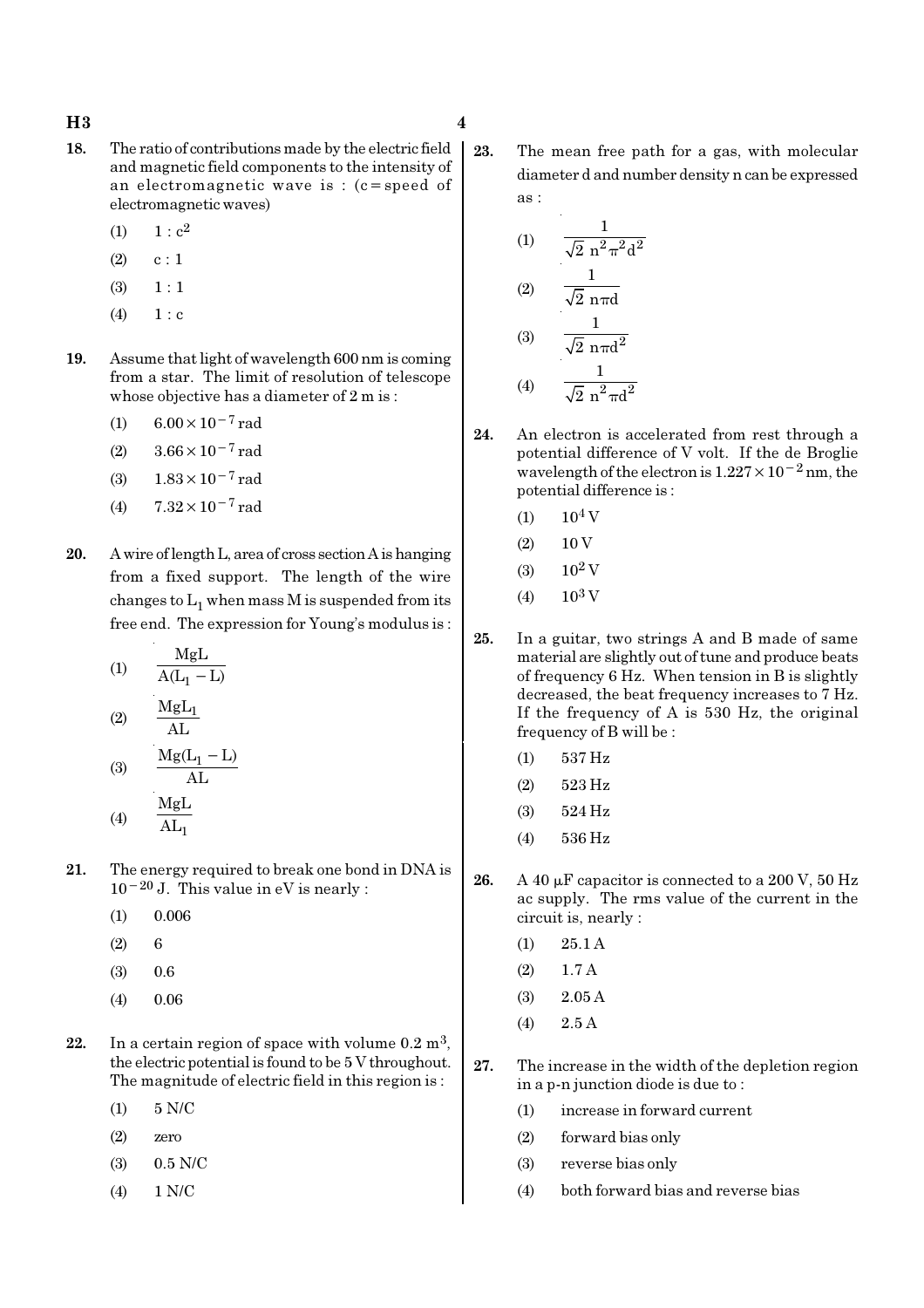18. The ratio of contributions made by the electric field and magnetic field components to the intensity of an electromagnetic wave is : (c = speed of electromagnetic waves)

    (1) $1 : c^2$

    (2) $c : 1$

    (3) $1 : 1$

    (4) $1 : c$

19. Assume that light of wavelength 600 nm is coming from a star. The limit of resolution of telescope whose objective has a diameter of 2 m is :

    (1) $6.00 \times 10^{-7}$ rad

    (2) $3.66 \times 10^{-7}$ rad

    (3) $1.83 \times 10^{-7}$ rad

    (4) $7.32 \times 10^{-7}$ rad

20. A wire of length L, area of cross section A is hanging from a fixed support. The length of the wire changes to $L_1$ when mass M is suspended from its free end. The expression for Young's modulus is :

    (1) $\dfrac{MgL}{A(L_1 - L)}$

    (2) $\dfrac{MgL_1}{AL}$

    (3) $\dfrac{Mg(L_1 - L)}{AL}$

    (4) $\dfrac{MgL}{AL_1}$

21. The energy required to break one bond in DNA is $10^{-20}$ J. This value in eV is nearly :

    (1) 0.006

    (2) 6

    (3) 0.6

    (4) 0.06

22. In a certain region of space with volume $0.2 \text{ m}^3$, the electric potential is found to be 5 V throughout. The magnitude of electric field in this region is :

    (1) 5 N/C

    (2) zero

    (3) 0.5 N/C

    (4) 1 N/C

23. The mean free path for a gas, with molecular diameter d and number density n can be expressed as :

    (1) $\dfrac{1}{\sqrt{2}\, n^2 \pi^2 d^2}$

    (2) $\dfrac{1}{\sqrt{2}\, n\pi d}$

    (3) $\dfrac{1}{\sqrt{2}\, n\pi d^2}$

    (4) $\dfrac{1}{\sqrt{2}\, n^2 \pi d^2}$

24. An electron is accelerated from rest through a potential difference of V volt. If the de Broglie wavelength of the electron is $1.227 \times 10^{-2}$ nm, the potential difference is :

    (1) $10^4$ V

    (2) 10 V

    (3) $10^2$ V

    (4) $10^3$ V

25. In a guitar, two strings A and B made of same material are slightly out of tune and produce beats of frequency 6 Hz. When tension in B is slightly decreased, the beat frequency increases to 7 Hz. If the frequency of A is 530 Hz, the original frequency of B will be :

    (1) 537 Hz

    (2) 523 Hz

    (3) 524 Hz

    (4) 536 Hz

26. A 40 μF capacitor is connected to a 200 V, 50 Hz ac supply. The rms value of the current in the circuit is, nearly :

    (1) 25.1 A

    (2) 1.7 A

    (3) 2.05 A

    (4) 2.5 A

27. The increase in the width of the depletion region in a p-n junction diode is due to :

    (1) increase in forward current

    (2) forward bias only

    (3) reverse bias only

    (4) both forward bias and reverse bias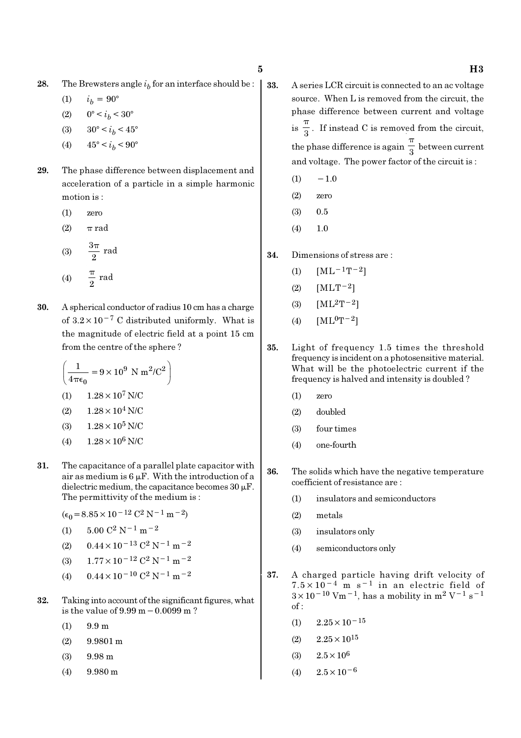**28.** The Brewsters angle $i_b$ for an interface should be :

(1) $i_b = 90°$

(2) $0° < i_b < 30°$

(3) $30° < i_b < 45°$

(4) $45° < i_b < 90°$

**29.** The phase difference between displacement and acceleration of a particle in a simple harmonic motion is :

(1) zero

(2) $\pi$ rad

(3) $\frac{3\pi}{2}$ rad

(4) $\frac{\pi}{2}$ rad

**30.** A spherical conductor of radius 10 cm has a charge of $3.2 \times 10^{-7}$ C distributed uniformly. What is the magnitude of electric field at a point 15 cm from the centre of the sphere ?

$\left(\frac{1}{4\pi\epsilon_0} = 9 \times 10^9 \text{ N m}^2/\text{C}^2\right)$

(1) $1.28 \times 10^7$ N/C

(2) $1.28 \times 10^4$ N/C

(3) $1.28 \times 10^5$ N/C

(4) $1.28 \times 10^6$ N/C

**31.** The capacitance of a parallel plate capacitor with air as medium is 6 $\mu$F. With the introduction of a dielectric medium, the capacitance becomes 30 $\mu$F. The permittivity of the medium is :

$(\epsilon_0 = 8.85 \times 10^{-12} \text{ C}^2 \text{ N}^{-1} \text{ m}^{-2})$

(1) $5.00 \text{ C}^2 \text{ N}^{-1} \text{ m}^{-2}$

(2) $0.44 \times 10^{-13} \text{ C}^2 \text{ N}^{-1} \text{ m}^{-2}$

(3) $1.77 \times 10^{-12} \text{ C}^2 \text{ N}^{-1} \text{ m}^{-2}$

(4) $0.44 \times 10^{-10} \text{ C}^2 \text{ N}^{-1} \text{ m}^{-2}$

**32.** Taking into account of the significant figures, what is the value of 9.99 m − 0.0099 m ?

(1) 9.9 m

(2) 9.9801 m

(3) 9.98 m

(4) 9.980 m

**33.** A series LCR circuit is connected to an ac voltage source. When L is removed from the circuit, the phase difference between current and voltage is $\frac{\pi}{3}$. If instead C is removed from the circuit, the phase difference is again $\frac{\pi}{3}$ between current and voltage. The power factor of the circuit is :

(1) −1.0

(2) zero

(3) 0.5

(4) 1.0

**34.** Dimensions of stress are :

(1) $[\text{ML}^{-1}\text{T}^{-2}]$

(2) $[\text{MLT}^{-2}]$

(3) $[\text{ML}^2\text{T}^{-2}]$

(4) $[\text{ML}^0\text{T}^{-2}]$

**35.** Light of frequency 1.5 times the threshold frequency is incident on a photosensitive material. What will be the photoelectric current if the frequency is halved and intensity is doubled ?

(1) zero

(2) doubled

(3) four times

(4) one-fourth

**36.** The solids which have the negative temperature coefficient of resistance are :

(1) insulators and semiconductors

(2) metals

(3) insulators only

(4) semiconductors only

**37.** A charged particle having drift velocity of $7.5 \times 10^{-4}$ m s$^{-1}$ in an electric field of $3 \times 10^{-10}$ Vm$^{-1}$, has a mobility in m$^2$ V$^{-1}$ s$^{-1}$ of :

(1) $2.25 \times 10^{-15}$

(2) $2.25 \times 10^{15}$

(3) $2.5 \times 10^6$

(4) $2.5 \times 10^{-6}$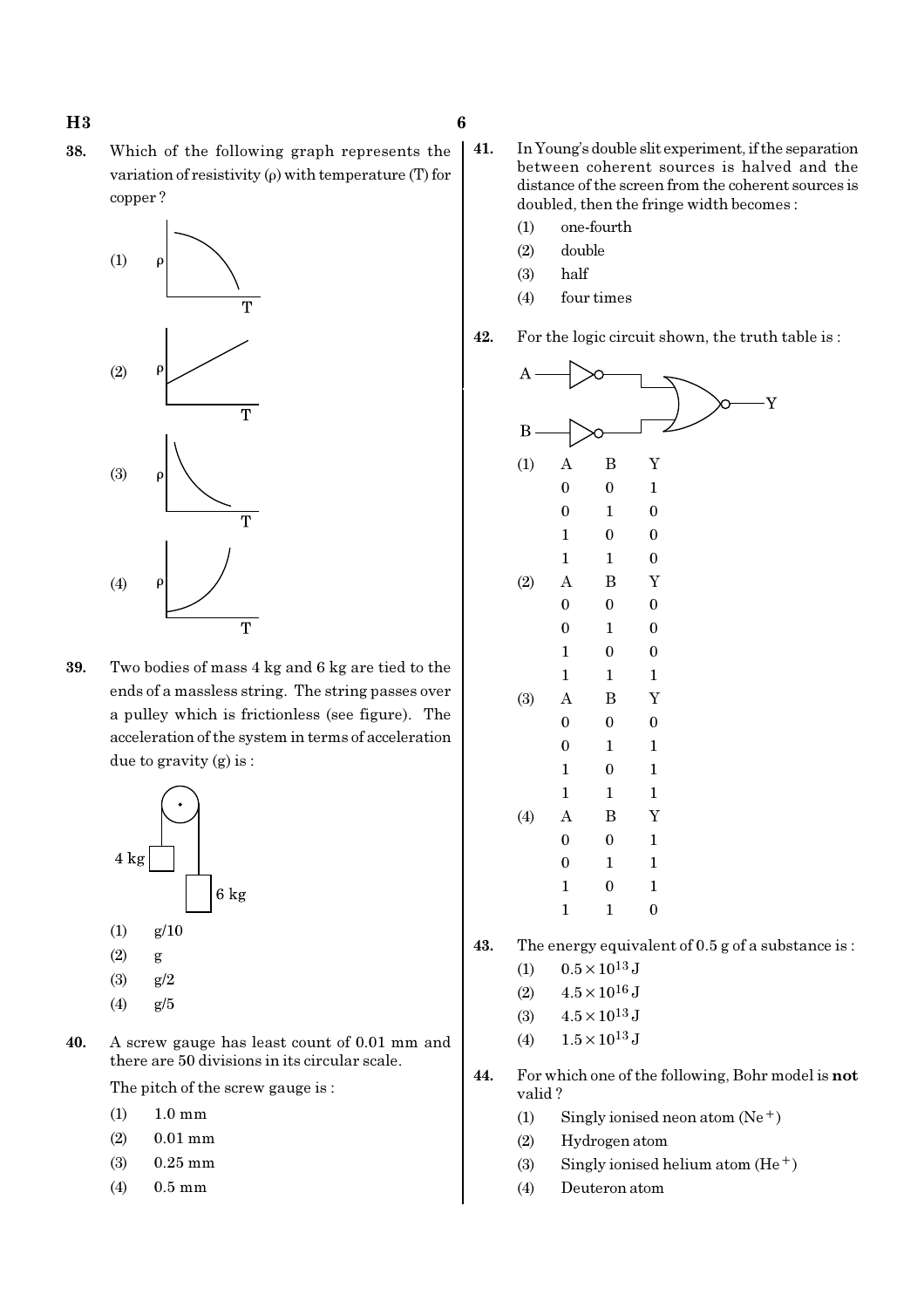38. Which of the following graph represents the variation of resistivity ($\rho$) with temperature (T) for copper ?

(1)

(2)

(3)

(4)

39. Two bodies of mass 4 kg and 6 kg are tied to the ends of a massless string. The string passes over a pulley which is frictionless (see figure). The acceleration of the system in terms of acceleration due to gravity (g) is :

(1) g/10

(2) g

(3) g/2

(4) g/5

40. A screw gauge has least count of 0.01 mm and there are 50 divisions in its circular scale.

The pitch of the screw gauge is :

(1) 1.0 mm

(2) 0.01 mm

(3) 0.25 mm

(4) 0.5 mm

41. In Young's double slit experiment, if the separation between coherent sources is halved and the distance of the screen from the coherent sources is doubled, then the fringe width becomes :

(1) one-fourth

(2) double

(3) half

(4) four times

42. For the logic circuit shown, the truth table is :

(1)

| A | B | Y |
|---|---|---|
| 0 | 0 | 1 |
| 0 | 1 | 0 |
| 1 | 0 | 0 |
| 1 | 1 | 0 |

(2)

| A | B | Y |
|---|---|---|
| 0 | 0 | 0 |
| 0 | 1 | 0 |
| 1 | 0 | 0 |
| 1 | 1 | 1 |

(3)

| A | B | Y |
|---|---|---|
| 0 | 0 | 0 |
| 0 | 1 | 1 |
| 1 | 0 | 1 |
| 1 | 1 | 1 |

(4)

| A | B | Y |
|---|---|---|
| 0 | 0 | 1 |
| 0 | 1 | 1 |
| 1 | 0 | 1 |
| 1 | 1 | 0 |

43. The energy equivalent of 0.5 g of a substance is :

(1) $0.5 \times 10^{13}$ J

(2) $4.5 \times 10^{16}$ J

(3) $4.5 \times 10^{13}$ J

(4) $1.5 \times 10^{13}$ J

44. For which one of the following, Bohr model is **not** valid ?

(1) Singly ionised neon atom ($Ne^{+}$)

(2) Hydrogen atom

(3) Singly ionised helium atom ($He^{+}$)

(4) Deuteron atom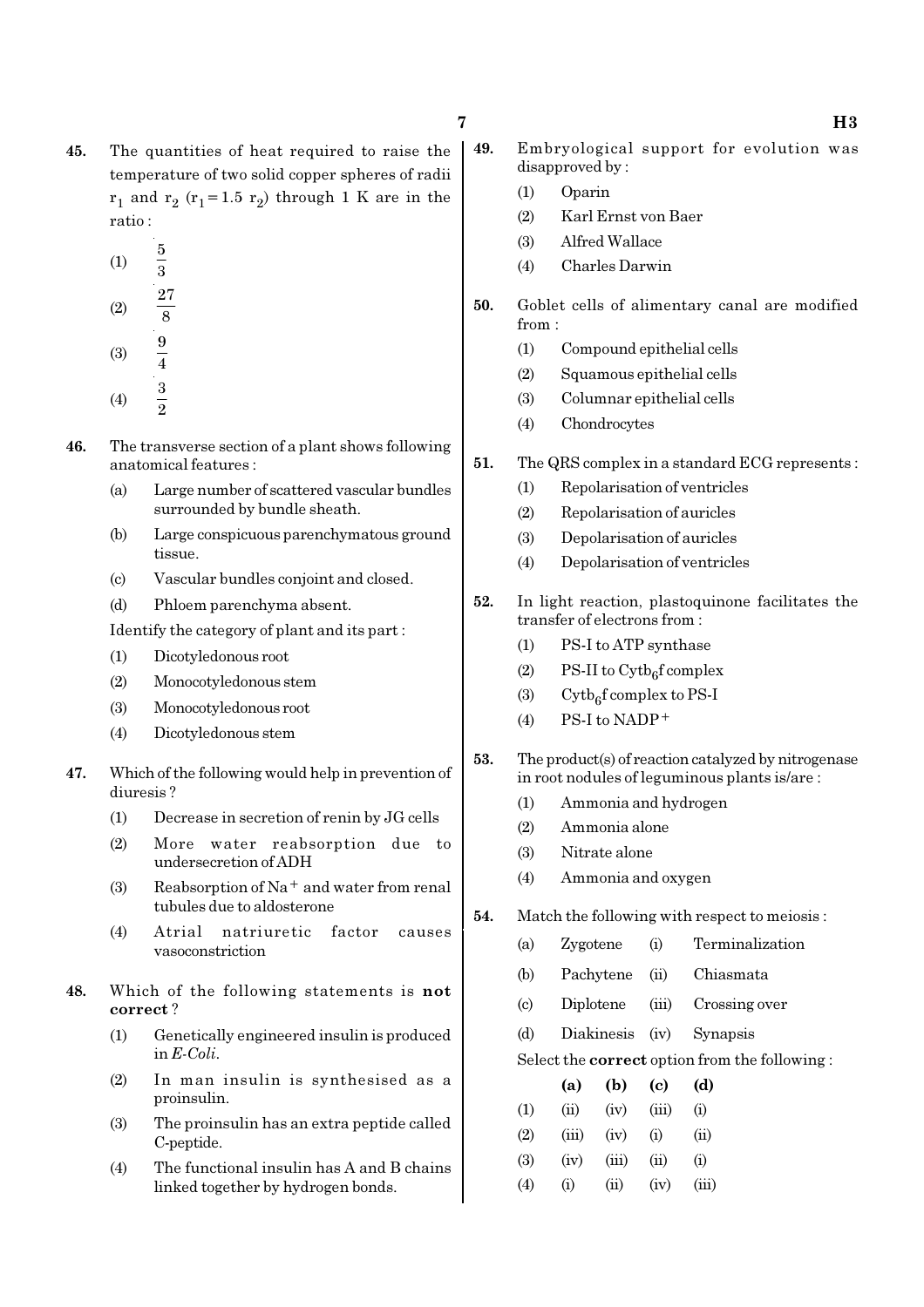**45.** The quantities of heat required to raise the temperature of two solid copper spheres of radii $r_1$ and $r_2$ ($r_1 = 1.5\ r_2$) through 1 K are in the ratio :

(1) $\frac{5}{3}$

(2) $\frac{27}{8}$

(3) $\frac{9}{4}$

(4) $\frac{3}{2}$

**46.** The transverse section of a plant shows following anatomical features :

(a) Large number of scattered vascular bundles surrounded by bundle sheath.

(b) Large conspicuous parenchymatous ground tissue.

(c) Vascular bundles conjoint and closed.

(d) Phloem parenchyma absent.

Identify the category of plant and its part :

(1) Dicotyledonous root

(2) Monocotyledonous stem

(3) Monocotyledonous root

(4) Dicotyledonous stem

**47.** Which of the following would help in prevention of diuresis ?

(1) Decrease in secretion of renin by JG cells

(2) More water reabsorption due to undersecretion of ADH

(3) Reabsorption of $Na^+$ and water from renal tubules due to aldosterone

(4) Atrial natriuretic factor causes vasoconstriction

**48.** Which of the following statements is **not correct** ?

(1) Genetically engineered insulin is produced in *E-Coli*.

(2) In man insulin is synthesised as a proinsulin.

(3) The proinsulin has an extra peptide called C-peptide.

(4) The functional insulin has A and B chains linked together by hydrogen bonds.

**49.** Embryological support for evolution was disapproved by :

(1) Oparin

(2) Karl Ernst von Baer

(3) Alfred Wallace

(4) Charles Darwin

**50.** Goblet cells of alimentary canal are modified from :

(1) Compound epithelial cells

(2) Squamous epithelial cells

(3) Columnar epithelial cells

(4) Chondrocytes

**51.** The QRS complex in a standard ECG represents :

(1) Repolarisation of ventricles

(2) Repolarisation of auricles

(3) Depolarisation of auricles

(4) Depolarisation of ventricles

**52.** In light reaction, plastoquinone facilitates the transfer of electrons from :

(1) PS-I to ATP synthase

(2) PS-II to $Cytb_6f$ complex

(3) $Cytb_6f$ complex to PS-I

(4) PS-I to $NADP^+$

**53.** The product(s) of reaction catalyzed by nitrogenase in root nodules of leguminous plants is/are :

(1) Ammonia and hydrogen

(2) Ammonia alone

(3) Nitrate alone

(4) Ammonia and oxygen

**54.** Match the following with respect to meiosis :

| | | | |
|---|---|---|---|
| (a) | Zygotene | (i) | Terminalization |
| (b) | Pachytene | (ii) | Chiasmata |
| (c) | Diplotene | (iii) | Crossing over |
| (d) | Diakinesis | (iv) | Synapsis |

Select the **correct** option from the following :

| | **(a)** | **(b)** | **(c)** | **(d)** |
|---|---|---|---|---|
| (1) | (ii) | (iv) | (iii) | (i) |
| (2) | (iii) | (iv) | (i) | (ii) |
| (3) | (iv) | (iii) | (ii) | (i) |
| (4) | (i) | (ii) | (iv) | (iii) |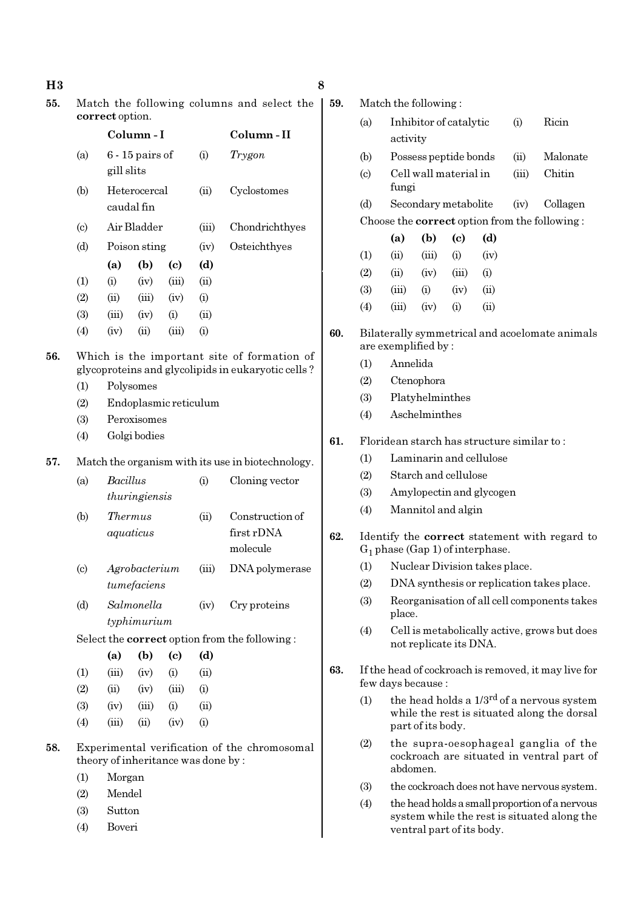55. Match the following columns and select the **correct** option.

| | Column - I | | Column - II |
|---|---|---|---|
| (a) | 6 - 15 pairs of gill slits | (i) | *Trygon* |
| (b) | Heterocercal caudal fin | (ii) | Cyclostomes |
| (c) | Air Bladder | (iii) | Chondrichthyes |
| (d) | Poison sting | (iv) | Osteichthyes |

| | (a) | (b) | (c) | (d) |
|---|---|---|---|---|
| (1) | (i) | (iv) | (iii) | (ii) |
| (2) | (ii) | (iii) | (iv) | (i) |
| (3) | (iii) | (iv) | (i) | (ii) |
| (4) | (iv) | (ii) | (iii) | (i) |

56. Which is the important site of formation of glycoproteins and glycolipids in eukaryotic cells ?

(1) Polysomes
(2) Endoplasmic reticulum
(3) Peroxisomes
(4) Golgi bodies

57. Match the organism with its use in biotechnology.

| | | | |
|---|---|---|---|
| (a) | *Bacillus thuringiensis* | (i) | Cloning vector |
| (b) | *Thermus aquaticus* | (ii) | Construction of first rDNA molecule |
| (c) | *Agrobacterium tumefaciens* | (iii) | DNA polymerase |
| (d) | *Salmonella typhimurium* | (iv) | Cry proteins |

Select the **correct** option from the following :

| | (a) | (b) | (c) | (d) |
|---|---|---|---|---|
| (1) | (iii) | (iv) | (i) | (ii) |
| (2) | (ii) | (iv) | (iii) | (i) |
| (3) | (iv) | (iii) | (i) | (ii) |
| (4) | (iii) | (ii) | (iv) | (i) |

58. Experimental verification of the chromosomal theory of inheritance was done by :

(1) Morgan
(2) Mendel
(3) Sutton
(4) Boveri

59. Match the following :

| | | | |
|---|---|---|---|
| (a) | Inhibitor of catalytic activity | (i) | Ricin |
| (b) | Possess peptide bonds | (ii) | Malonate |
| (c) | Cell wall material in fungi | (iii) | Chitin |
| (d) | Secondary metabolite | (iv) | Collagen |

Choose the **correct** option from the following :

| | (a) | (b) | (c) | (d) |
|---|---|---|---|---|
| (1) | (ii) | (iii) | (i) | (iv) |
| (2) | (ii) | (iv) | (iii) | (i) |
| (3) | (iii) | (i) | (iv) | (ii) |
| (4) | (iii) | (iv) | (i) | (ii) |

60. Bilaterally symmetrical and acoelomate animals are exemplified by :

(1) Annelida
(2) Ctenophora
(3) Platyhelminthes
(4) Aschelminthes

61. Floridean starch has structure similar to :

(1) Laminarin and cellulose
(2) Starch and cellulose
(3) Amylopectin and glycogen
(4) Mannitol and algin

62. Identify the **correct** statement with regard to $G_1$ phase (Gap 1) of interphase.

(1) Nuclear Division takes place.
(2) DNA synthesis or replication takes place.
(3) Reorganisation of all cell components takes place.
(4) Cell is metabolically active, grows but does not replicate its DNA.

63. If the head of cockroach is removed, it may live for few days because :

(1) the head holds a $1/3^{rd}$ of a nervous system while the rest is situated along the dorsal part of its body.
(2) the supra-oesophageal ganglia of the cockroach are situated in ventral part of abdomen.
(3) the cockroach does not have nervous system.
(4) the head holds a small proportion of a nervous system while the rest is situated along the ventral part of its body.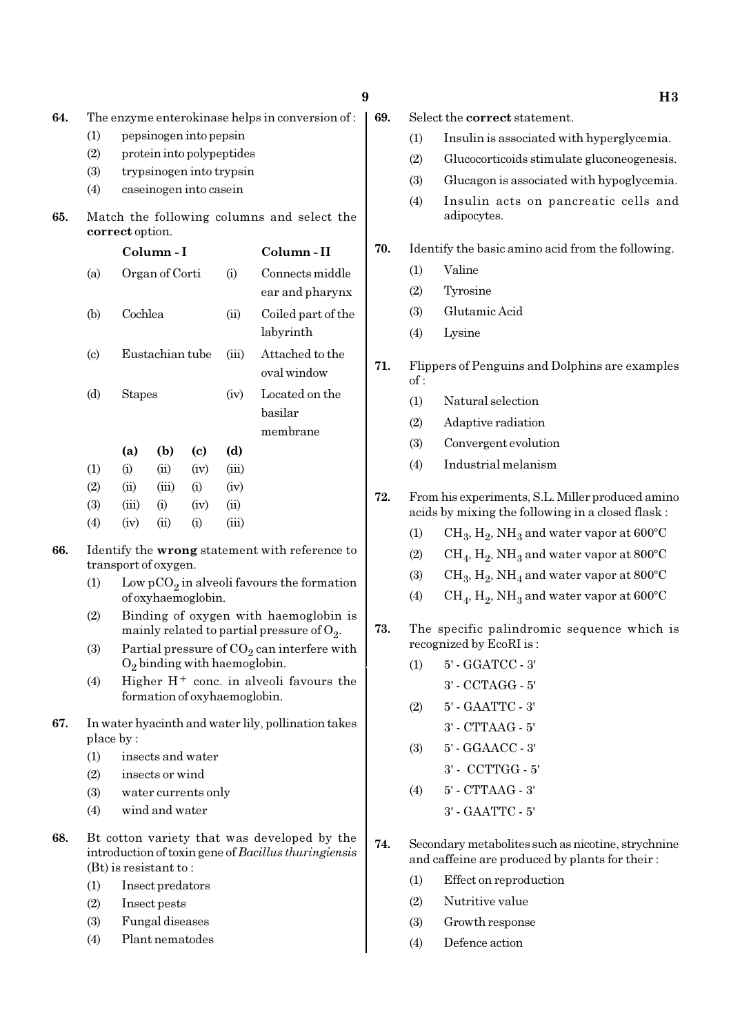64. The enzyme enterokinase helps in conversion of :

(1) pepsinogen into pepsin

(2) protein into polypeptides

(3) trypsinogen into trypsin

(4) caseinogen into casein

65. Match the following columns and select the **correct** option.

| | Column - I | | Column - II |
|---|---|---|---|
| (a) | Organ of Corti | (i) | Connects middle ear and pharynx |
| (b) | Cochlea | (ii) | Coiled part of the labyrinth |
| (c) | Eustachian tube | (iii) | Attached to the oval window |
| (d) | Stapes | (iv) | Located on the basilar membrane |

| | (a) | (b) | (c) | (d) |
|---|---|---|---|---|
| (1) | (i) | (ii) | (iv) | (iii) |
| (2) | (ii) | (iii) | (i) | (iv) |
| (3) | (iii) | (i) | (iv) | (ii) |
| (4) | (iv) | (ii) | (i) | (iii) |

66. Identify the **wrong** statement with reference to transport of oxygen.

(1) Low $pCO_2$ in alveoli favours the formation of oxyhaemoglobin.

(2) Binding of oxygen with haemoglobin is mainly related to partial pressure of $O_2$.

(3) Partial pressure of $CO_2$ can interfere with $O_2$ binding with haemoglobin.

(4) Higher $H^+$ conc. in alveoli favours the formation of oxyhaemoglobin.

67. In water hyacinth and water lily, pollination takes place by :

(1) insects and water

(2) insects or wind

(3) water currents only

(4) wind and water

68. Bt cotton variety that was developed by the introduction of toxin gene of *Bacillus thuringiensis* (Bt) is resistant to :

(1) Insect predators

(2) Insect pests

(3) Fungal diseases

(4) Plant nematodes

69. Select the **correct** statement.

(1) Insulin is associated with hyperglycemia.

(2) Glucocorticoids stimulate gluconeogenesis.

(3) Glucagon is associated with hypoglycemia.

(4) Insulin acts on pancreatic cells and adipocytes.

70. Identify the basic amino acid from the following.

(1) Valine

(2) Tyrosine

(3) Glutamic Acid

(4) Lysine

71. Flippers of Penguins and Dolphins are examples of :

(1) Natural selection

(2) Adaptive radiation

(3) Convergent evolution

(4) Industrial melanism

72. From his experiments, S.L. Miller produced amino acids by mixing the following in a closed flask :

(1) $CH_3$, $H_2$, $NH_3$ and water vapor at 600°C

(2) $CH_4$, $H_2$, $NH_3$ and water vapor at 800°C

(3) $CH_3$, $H_2$, $NH_4$ and water vapor at 800°C

(4) $CH_4$, $H_2$, $NH_3$ and water vapor at 600°C

73. The specific palindromic sequence which is recognized by EcoRI is :

(1) 5' - GGATCC - 3'
3' - CCTAGG - 5'

(2) 5' - GAATTC - 3'
3' - CTTAAG - 5'

(3) 5' - GGAACC - 3'
3' - CCTTGG - 5'

(4) 5' - CTTAAG - 3'
3' - GAATTC - 5'

74. Secondary metabolites such as nicotine, strychnine and caffeine are produced by plants for their :

(1) Effect on reproduction

(2) Nutritive value

(3) Growth response

(4) Defence action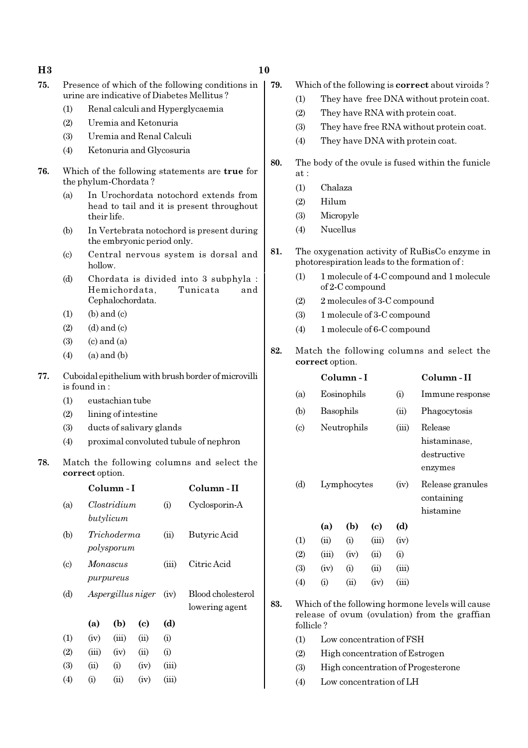**75.** Presence of which of the following conditions in urine are indicative of Diabetes Mellitus ?

(1) Renal calculi and Hyperglycaemia

(2) Uremia and Ketonuria

(3) Uremia and Renal Calculi

(4) Ketonuria and Glycosuria

**76.** Which of the following statements are **true** for the phylum-Chordata ?

(a) In Urochordata notochord extends from head to tail and it is present throughout their life.

(b) In Vertebrata notochord is present during the embryonic period only.

(c) Central nervous system is dorsal and hollow.

(d) Chordata is divided into 3 subphyla : Hemichordata, Tunicata and Cephalochordata.

(1) (b) and (c)

(2) (d) and (c)

(3) (c) and (a)

(4) (a) and (b)

**77.** Cuboidal epithelium with brush border of microvilli is found in :

(1) eustachian tube

(2) lining of intestine

(3) ducts of salivary glands

(4) proximal convoluted tubule of nephron

**78.** Match the following columns and select the **correct** option.

| | Column - I | | Column - II |
|---|---|---|---|
| (a) | *Clostridium butylicum* | (i) | Cyclosporin-A |
| (b) | *Trichoderma polysporum* | (ii) | Butyric Acid |
| (c) | *Monascus purpureus* | (iii) | Citric Acid |
| (d) | *Aspergillus niger* | (iv) | Blood cholesterol lowering agent |

| | (a) | (b) | (c) | (d) |
|---|---|---|---|---|
| (1) | (iv) | (iii) | (ii) | (i) |
| (2) | (iii) | (iv) | (ii) | (i) |
| (3) | (ii) | (i) | (iv) | (iii) |
| (4) | (i) | (ii) | (iv) | (iii) |

**79.** Which of the following is **correct** about viroids ?

(1) They have free DNA without protein coat.

(2) They have RNA with protein coat.

(3) They have free RNA without protein coat.

(4) They have DNA with protein coat.

**80.** The body of the ovule is fused within the funicle at :

(1) Chalaza

(2) Hilum

(3) Micropyle

(4) Nucellus

**81.** The oxygenation activity of RuBisCo enzyme in photorespiration leads to the formation of :

(1) 1 molecule of 4-C compound and 1 molecule of 2-C compound

(2) 2 molecules of 3-C compound

(3) 1 molecule of 3-C compound

(4) 1 molecule of 6-C compound

**82.** Match the following columns and select the **correct** option.

| | Column - I | | Column - II |
|---|---|---|---|
| (a) | Eosinophils | (i) | Immune response |
| (b) | Basophils | (ii) | Phagocytosis |
| (c) | Neutrophils | (iii) | Release histaminase, destructive enzymes |
| (d) | Lymphocytes | (iv) | Release granules containing histamine |

| | (a) | (b) | (c) | (d) |
|---|---|---|---|---|
| (1) | (ii) | (i) | (iii) | (iv) |
| (2) | (iii) | (iv) | (ii) | (i) |
| (3) | (iv) | (i) | (ii) | (iii) |
| (4) | (i) | (ii) | (iv) | (iii) |

**83.** Which of the following hormone levels will cause release of ovum (ovulation) from the graffian follicle ?

(1) Low concentration of FSH

(2) High concentration of Estrogen

(3) High concentration of Progesterone

(4) Low concentration of LH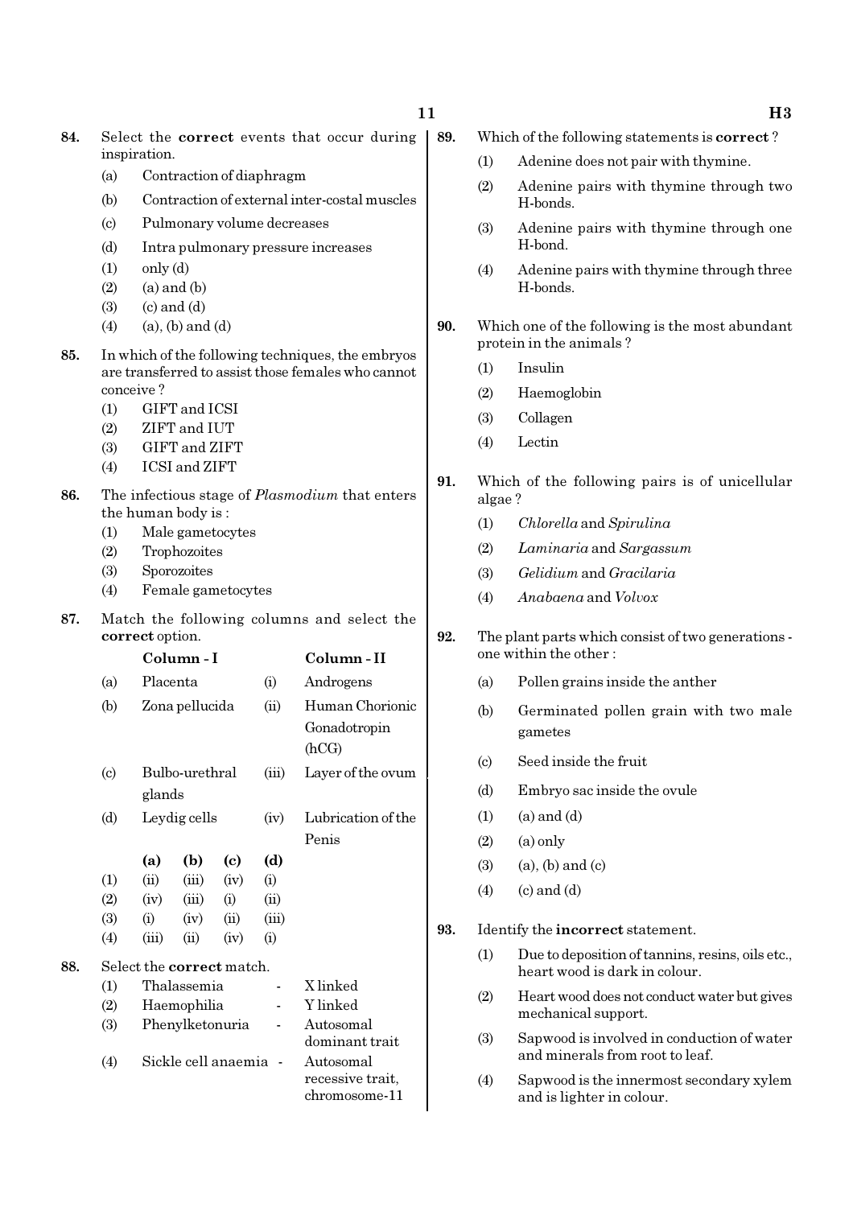**84.** Select the **correct** events that occur during inspiration.

(a) Contraction of diaphragm

(b) Contraction of external inter-costal muscles

(c) Pulmonary volume decreases

(d) Intra pulmonary pressure increases

(1) only (d)

(2) (a) and (b)

(3) (c) and (d)

(4) (a), (b) and (d)

**85.** In which of the following techniques, the embryos are transferred to assist those females who cannot conceive ?

(1) GIFT and ICSI

(2) ZIFT and IUT

(3) GIFT and ZIFT

(4) ICSI and ZIFT

**86.** The infectious stage of *Plasmodium* that enters the human body is :

(1) Male gametocytes

(2) Trophozoites

(3) Sporozoites

(4) Female gametocytes

**87.** Match the following columns and select the **correct** option.

| | Column - I | | Column - II |
|---|---|---|---|
| (a) | Placenta | (i) | Androgens |
| (b) | Zona pellucida | (ii) | Human Chorionic Gonadotropin (hCG) |
| (c) | Bulbo-urethral glands | (iii) | Layer of the ovum |
| (d) | Leydig cells | (iv) | Lubrication of the Penis |

| | (a) | (b) | (c) | (d) |
|---|---|---|---|---|
| (1) | (ii) | (iii) | (iv) | (i) |
| (2) | (iv) | (iii) | (i) | (ii) |
| (3) | (i) | (iv) | (ii) | (iii) |
| (4) | (iii) | (ii) | (iv) | (i) |

**88.** Select the **correct** match.

(1) Thalassemia - X linked

(2) Haemophilia - Y linked

(3) Phenylketonuria - Autosomal dominant trait

(4) Sickle cell anaemia - Autosomal recessive trait, chromosome-11

**89.** Which of the following statements is **correct** ?

(1) Adenine does not pair with thymine.

(2) Adenine pairs with thymine through two H-bonds.

(3) Adenine pairs with thymine through one H-bond.

(4) Adenine pairs with thymine through three H-bonds.

**90.** Which one of the following is the most abundant protein in the animals ?

(1) Insulin

(2) Haemoglobin

(3) Collagen

(4) Lectin

**91.** Which of the following pairs is of unicellular algae ?

(1) *Chlorella* and *Spirulina*

(2) *Laminaria* and *Sargassum*

(3) *Gelidium* and *Gracilaria*

(4) *Anabaena* and *Volvox*

**92.** The plant parts which consist of two generations - one within the other :

(a) Pollen grains inside the anther

(b) Germinated pollen grain with two male gametes

(c) Seed inside the fruit

(d) Embryo sac inside the ovule

(1) (a) and (d)

(2) (a) only

(3) (a), (b) and (c)

(4) (c) and (d)

**93.** Identify the **incorrect** statement.

(1) Due to deposition of tannins, resins, oils etc., heart wood is dark in colour.

(2) Heart wood does not conduct water but gives mechanical support.

(3) Sapwood is involved in conduction of water and minerals from root to leaf.

(4) Sapwood is the innermost secondary xylem and is lighter in colour.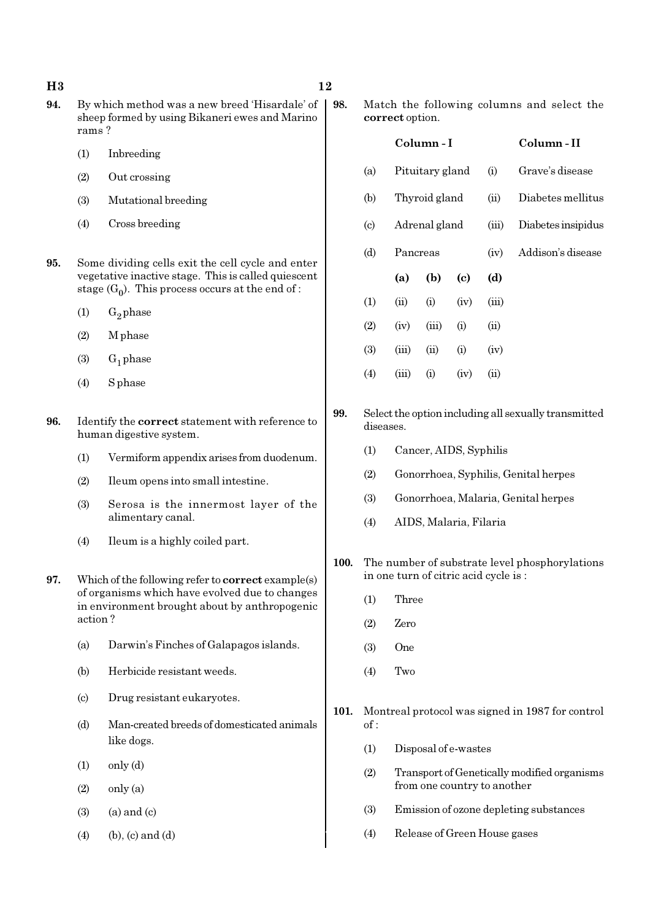94. By which method was a new breed 'Hisardale' of sheep formed by using Bikaneri ewes and Marino rams ?

(1) Inbreeding

(2) Out crossing

(3) Mutational breeding

(4) Cross breeding

95. Some dividing cells exit the cell cycle and enter vegetative inactive stage. This is called quiescent stage ($G_0$). This process occurs at the end of :

(1) $G_2$ phase

(2) M phase

(3) $G_1$ phase

(4) S phase

96. Identify the **correct** statement with reference to human digestive system.

(1) Vermiform appendix arises from duodenum.

(2) Ileum opens into small intestine.

(3) Serosa is the innermost layer of the alimentary canal.

(4) Ileum is a highly coiled part.

97. Which of the following refer to **correct** example(s) of organisms which have evolved due to changes in environment brought about by anthropogenic action ?

(a) Darwin's Finches of Galapagos islands.

(b) Herbicide resistant weeds.

(c) Drug resistant eukaryotes.

(d) Man-created breeds of domesticated animals like dogs.

(1) only (d)

(2) only (a)

(3) (a) and (c)

(4) (b), (c) and (d)

98. Match the following columns and select the **correct** option.

| | Column - I | | Column - II |
|---|---|---|---|
| (a) | Pituitary gland | (i) | Grave's disease |
| (b) | Thyroid gland | (ii) | Diabetes mellitus |
| (c) | Adrenal gland | (iii) | Diabetes insipidus |
| (d) | Pancreas | (iv) | Addison's disease |

| | **(a)** | **(b)** | **(c)** | **(d)** |
|---|---|---|---|---|
| (1) | (ii) | (i) | (iv) | (iii) |
| (2) | (iv) | (iii) | (i) | (ii) |
| (3) | (iii) | (ii) | (i) | (iv) |
| (4) | (iii) | (i) | (iv) | (ii) |

99. Select the option including all sexually transmitted diseases.

(1) Cancer, AIDS, Syphilis

(2) Gonorrhoea, Syphilis, Genital herpes

(3) Gonorrhoea, Malaria, Genital herpes

(4) AIDS, Malaria, Filaria

100. The number of substrate level phosphorylations in one turn of citric acid cycle is :

(1) Three

(2) Zero

(3) One

(4) Two

101. Montreal protocol was signed in 1987 for control of :

(1) Disposal of e-wastes

(2) Transport of Genetically modified organisms from one country to another

(3) Emission of ozone depleting substances

(4) Release of Green House gases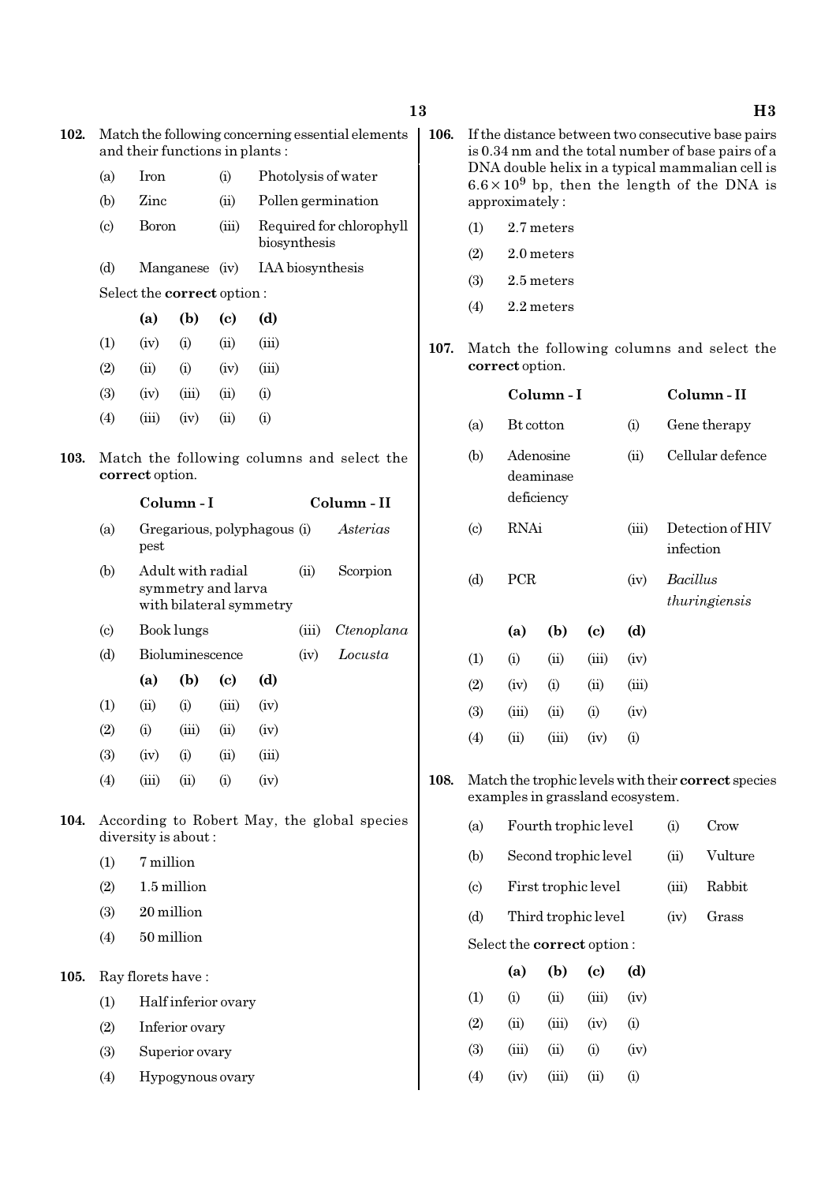**102.** Match the following concerning essential elements and their functions in plants :

| | | | |
|---|---|---|---|
| (a) | Iron | (i) | Photolysis of water |
| (b) | Zinc | (ii) | Pollen germination |
| (c) | Boron | (iii) | Required for chlorophyll biosynthesis |
| (d) | Manganese | (iv) | IAA biosynthesis |

Select the **correct** option :

| | (a) | (b) | (c) | (d) |
|---|---|---|---|---|
| (1) | (iv) | (i) | (ii) | (iii) |
| (2) | (ii) | (i) | (iv) | (iii) |
| (3) | (iv) | (iii) | (ii) | (i) |
| (4) | (iii) | (iv) | (ii) | (i) |

**103.** Match the following columns and select the **correct** option.

| | Column - I | | Column - II |
|---|---|---|---|
| (a) | Gregarious, polyphagous pest | (i) | *Asterias* |
| (b) | Adult with radial symmetry and larva with bilateral symmetry | (ii) | Scorpion |
| (c) | Book lungs | (iii) | *Ctenoplana* |
| (d) | Bioluminescence | (iv) | *Locusta* |

| | (a) | (b) | (c) | (d) |
|---|---|---|---|---|
| (1) | (ii) | (i) | (iii) | (iv) |
| (2) | (i) | (iii) | (ii) | (iv) |
| (3) | (iv) | (i) | (ii) | (iii) |
| (4) | (iii) | (ii) | (i) | (iv) |

**104.** According to Robert May, the global species diversity is about :

(1) 7 million

(2) 1.5 million

(3) 20 million

(4) 50 million

**105.** Ray florets have :

(1) Half inferior ovary

(2) Inferior ovary

(3) Superior ovary

(4) Hypogynous ovary

**106.** If the distance between two consecutive base pairs is 0.34 nm and the total number of base pairs of a DNA double helix in a typical mammalian cell is $6.6 \times 10^9$ bp, then the length of the DNA is approximately :

(1) 2.7 meters

(2) 2.0 meters

(3) 2.5 meters

(4) 2.2 meters

**107.** Match the following columns and select the **correct** option.

| | Column - I | | Column - II |
|---|---|---|---|
| (a) | Bt cotton | (i) | Gene therapy |
| (b) | Adenosine deaminase deficiency | (ii) | Cellular defence |
| (c) | RNAi | (iii) | Detection of HIV infection |
| (d) | PCR | (iv) | *Bacillus thuringiensis* |

| | (a) | (b) | (c) | (d) |
|---|---|---|---|---|
| (1) | (i) | (ii) | (iii) | (iv) |
| (2) | (iv) | (i) | (ii) | (iii) |
| (3) | (iii) | (ii) | (i) | (iv) |
| (4) | (ii) | (iii) | (iv) | (i) |

**108.** Match the trophic levels with their **correct** species examples in grassland ecosystem.

| | | | |
|---|---|---|---|
| (a) | Fourth trophic level | (i) | Crow |
| (b) | Second trophic level | (ii) | Vulture |
| (c) | First trophic level | (iii) | Rabbit |
| (d) | Third trophic level | (iv) | Grass |

Select the **correct** option :

| | (a) | (b) | (c) | (d) |
|---|---|---|---|---|
| (1) | (i) | (ii) | (iii) | (iv) |
| (2) | (ii) | (iii) | (iv) | (i) |
| (3) | (iii) | (ii) | (i) | (iv) |
| (4) | (iv) | (iii) | (ii) | (i) |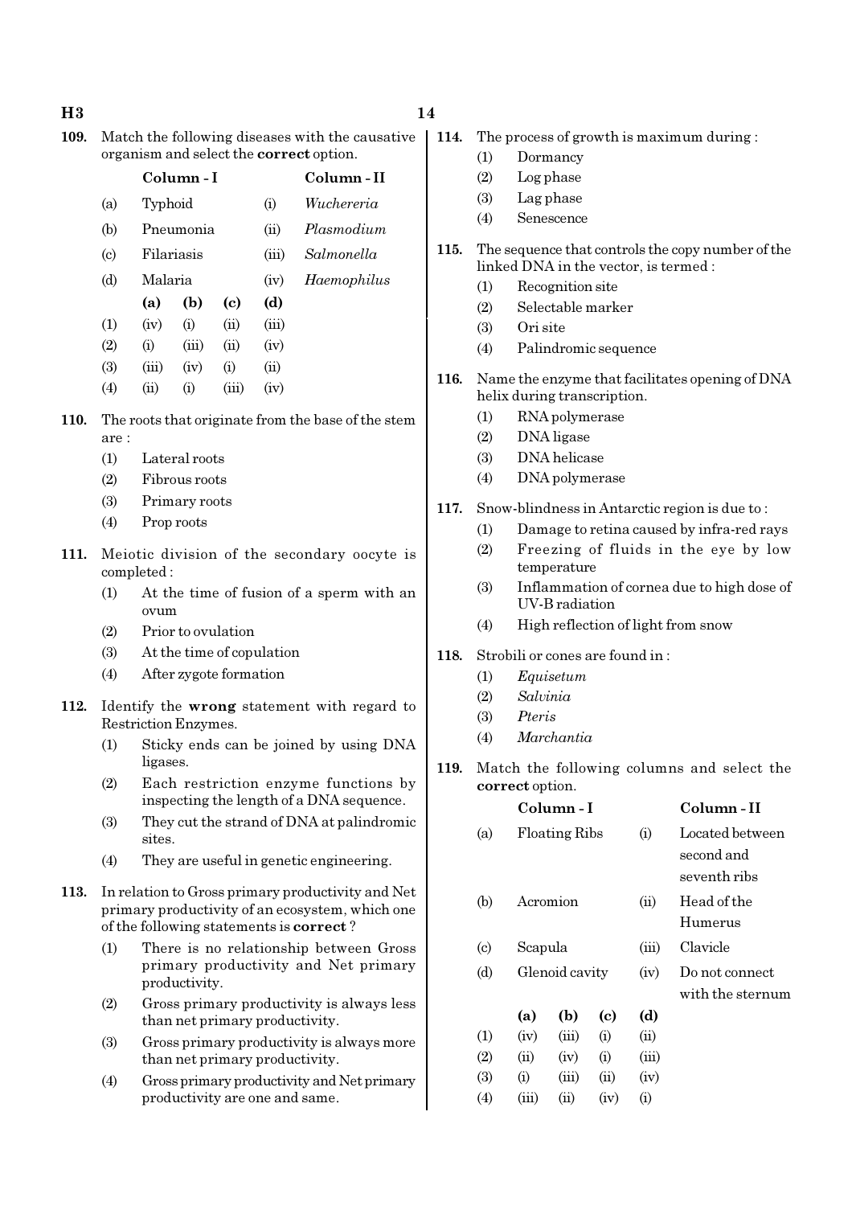**109.** Match the following diseases with the causative organism and select the **correct** option.

| | Column - I | | Column - II |
|---|---|---|---|
| (a) | Typhoid | (i) | *Wuchereria* |
| (b) | Pneumonia | (ii) | *Plasmodium* |
| (c) | Filariasis | (iii) | *Salmonella* |
| (d) | Malaria | (iv) | *Haemophilus* |

| | (a) | (b) | (c) | (d) |
|---|---|---|---|---|
| (1) | (iv) | (i) | (ii) | (iii) |
| (2) | (i) | (iii) | (ii) | (iv) |
| (3) | (iii) | (iv) | (i) | (ii) |
| (4) | (ii) | (i) | (iii) | (iv) |

**110.** The roots that originate from the base of the stem are :

(1) Lateral roots
(2) Fibrous roots
(3) Primary roots
(4) Prop roots

**111.** Meiotic division of the secondary oocyte is completed :

(1) At the time of fusion of a sperm with an ovum
(2) Prior to ovulation
(3) At the time of copulation
(4) After zygote formation

**112.** Identify the **wrong** statement with regard to Restriction Enzymes.

(1) Sticky ends can be joined by using DNA ligases.
(2) Each restriction enzyme functions by inspecting the length of a DNA sequence.
(3) They cut the strand of DNA at palindromic sites.
(4) They are useful in genetic engineering.

**113.** In relation to Gross primary productivity and Net primary productivity of an ecosystem, which one of the following statements is **correct** ?

(1) There is no relationship between Gross primary productivity and Net primary productivity.
(2) Gross primary productivity is always less than net primary productivity.
(3) Gross primary productivity is always more than net primary productivity.
(4) Gross primary productivity and Net primary productivity are one and same.

**114.** The process of growth is maximum during :

(1) Dormancy
(2) Log phase
(3) Lag phase
(4) Senescence

**115.** The sequence that controls the copy number of the linked DNA in the vector, is termed :

(1) Recognition site
(2) Selectable marker
(3) Ori site
(4) Palindromic sequence

**116.** Name the enzyme that facilitates opening of DNA helix during transcription.

(1) RNA polymerase
(2) DNA ligase
(3) DNA helicase
(4) DNA polymerase

**117.** Snow-blindness in Antarctic region is due to :

(1) Damage to retina caused by infra-red rays
(2) Freezing of fluids in the eye by low temperature
(3) Inflammation of cornea due to high dose of UV-B radiation
(4) High reflection of light from snow

**118.** Strobili or cones are found in :

(1) *Equisetum*
(2) *Salvinia*
(3) *Pteris*
(4) *Marchantia*

**119.** Match the following columns and select the **correct** option.

| | Column - I | | Column - II |
|---|---|---|---|
| (a) | Floating Ribs | (i) | Located between second and seventh ribs |
| (b) | Acromion | (ii) | Head of the Humerus |
| (c) | Scapula | (iii) | Clavicle |
| (d) | Glenoid cavity | (iv) | Do not connect with the sternum |

| | (a) | (b) | (c) | (d) |
|---|---|---|---|---|
| (1) | (iv) | (iii) | (i) | (ii) |
| (2) | (ii) | (iv) | (i) | (iii) |
| (3) | (i) | (iii) | (ii) | (iv) |
| (4) | (iii) | (ii) | (iv) | (i) |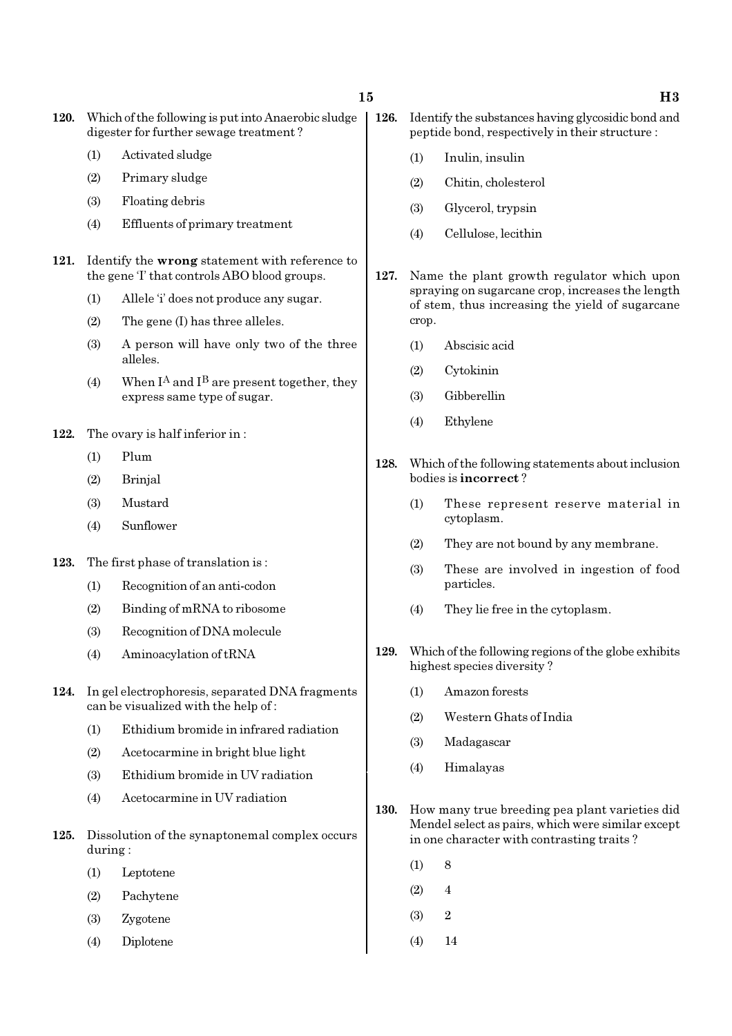**120.** Which of the following is put into Anaerobic sludge digester for further sewage treatment ?

(1) Activated sludge

(2) Primary sludge

(3) Floating debris

(4) Effluents of primary treatment

**121.** Identify the **wrong** statement with reference to the gene 'I' that controls ABO blood groups.

(1) Allele 'i' does not produce any sugar.

(2) The gene (I) has three alleles.

(3) A person will have only two of the three alleles.

(4) When $I^A$ and $I^B$ are present together, they express same type of sugar.

**122.** The ovary is half inferior in :

(1) Plum

(2) Brinjal

(3) Mustard

(4) Sunflower

**123.** The first phase of translation is :

(1) Recognition of an anti-codon

(2) Binding of mRNA to ribosome

(3) Recognition of DNA molecule

(4) Aminoacylation of tRNA

**124.** In gel electrophoresis, separated DNA fragments can be visualized with the help of :

(1) Ethidium bromide in infrared radiation

(2) Acetocarmine in bright blue light

(3) Ethidium bromide in UV radiation

(4) Acetocarmine in UV radiation

**125.** Dissolution of the synaptonemal complex occurs during :

(1) Leptotene

(2) Pachytene

(3) Zygotene

(4) Diplotene

**126.** Identify the substances having glycosidic bond and peptide bond, respectively in their structure :

(1) Inulin, insulin

(2) Chitin, cholesterol

(3) Glycerol, trypsin

(4) Cellulose, lecithin

**127.** Name the plant growth regulator which upon spraying on sugarcane crop, increases the length of stem, thus increasing the yield of sugarcane crop.

(1) Abscisic acid

(2) Cytokinin

(3) Gibberellin

(4) Ethylene

**128.** Which of the following statements about inclusion bodies is **incorrect** ?

(1) These represent reserve material in cytoplasm.

(2) They are not bound by any membrane.

(3) These are involved in ingestion of food particles.

(4) They lie free in the cytoplasm.

**129.** Which of the following regions of the globe exhibits highest species diversity ?

(1) Amazon forests

(2) Western Ghats of India

(3) Madagascar

(4) Himalayas

**130.** How many true breeding pea plant varieties did Mendel select as pairs, which were similar except in one character with contrasting traits ?

(1) 8

(2) 4

(3) 2

(4) 14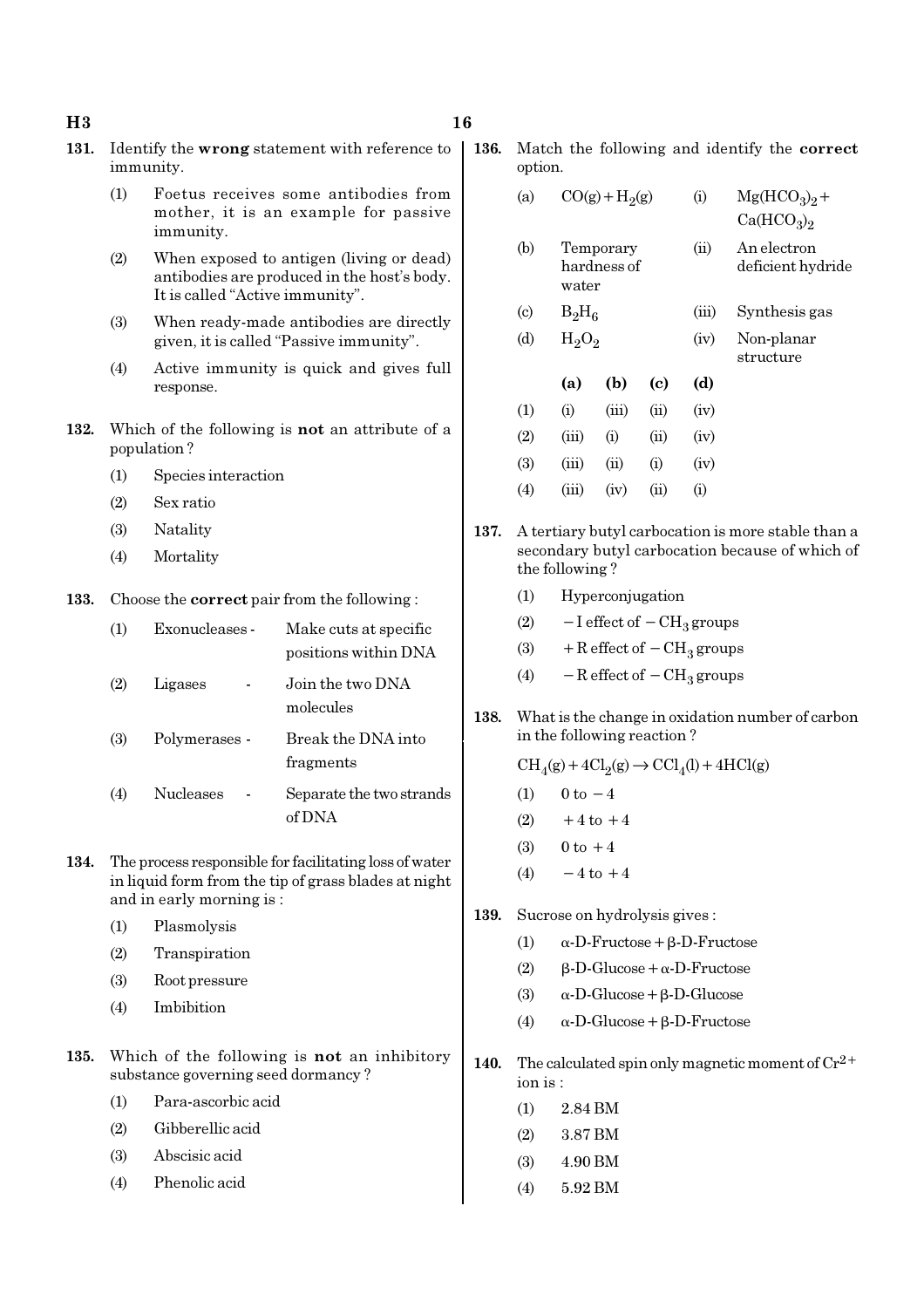**131.** Identify the **wrong** statement with reference to immunity.

(1) Foetus receives some antibodies from mother, it is an example for passive immunity.

(2) When exposed to antigen (living or dead) antibodies are produced in the host's body. It is called "Active immunity".

(3) When ready-made antibodies are directly given, it is called "Passive immunity".

(4) Active immunity is quick and gives full response.

**132.** Which of the following is **not** an attribute of a population ?

(1) Species interaction

(2) Sex ratio

(3) Natality

(4) Mortality

**133.** Choose the **correct** pair from the following :

(1) Exonucleases - Make cuts at specific positions within DNA

(2) Ligases - Join the two DNA molecules

(3) Polymerases - Break the DNA into fragments

(4) Nucleases - Separate the two strands of DNA

**134.** The process responsible for facilitating loss of water in liquid form from the tip of grass blades at night and in early morning is :

(1) Plasmolysis

(2) Transpiration

(3) Root pressure

(4) Imbibition

**135.** Which of the following is **not** an inhibitory substance governing seed dormancy ?

(1) Para-ascorbic acid

(2) Gibberellic acid

(3) Abscisic acid

(4) Phenolic acid

**136.** Match the following and identify the **correct** option.

| | | | |
|---|---|---|---|
| (a) | $CO(g) + H_2(g)$ | (i) | $Mg(HCO_3)_2 + Ca(HCO_3)_2$ |
| (b) | Temporary hardness of water | (ii) | An electron deficient hydride |
| (c) | $B_2H_6$ | (iii) | Synthesis gas |
| (d) | $H_2O_2$ | (iv) | Non-planar structure |

| | (a) | (b) | (c) | (d) |
|---|---|---|---|---|
| (1) | (i) | (iii) | (ii) | (iv) |
| (2) | (iii) | (i) | (ii) | (iv) |
| (3) | (iii) | (ii) | (i) | (iv) |
| (4) | (iii) | (iv) | (ii) | (i) |

**137.** A tertiary butyl carbocation is more stable than a secondary butyl carbocation because of which of the following ?

(1) Hyperconjugation

(2) $-$I effect of $-CH_3$ groups

(3) $+$R effect of $-CH_3$ groups

(4) $-$R effect of $-CH_3$ groups

**138.** What is the change in oxidation number of carbon in the following reaction ?

$$CH_4(g) + 4Cl_2(g) \rightarrow CCl_4(l) + 4HCl(g)$$

(1) 0 to $-4$

(2) $+4$ to $+4$

(3) 0 to $+4$

(4) $-4$ to $+4$

**139.** Sucrose on hydrolysis gives :

(1) $\alpha$-D-Fructose + $\beta$-D-Fructose

(2) $\beta$-D-Glucose + $\alpha$-D-Fructose

(3) $\alpha$-D-Glucose + $\beta$-D-Glucose

(4) $\alpha$-D-Glucose + $\beta$-D-Fructose

**140.** The calculated spin only magnetic moment of $Cr^{2+}$ ion is :

(1) 2.84 BM

(2) 3.87 BM

(3) 4.90 BM

(4) 5.92 BM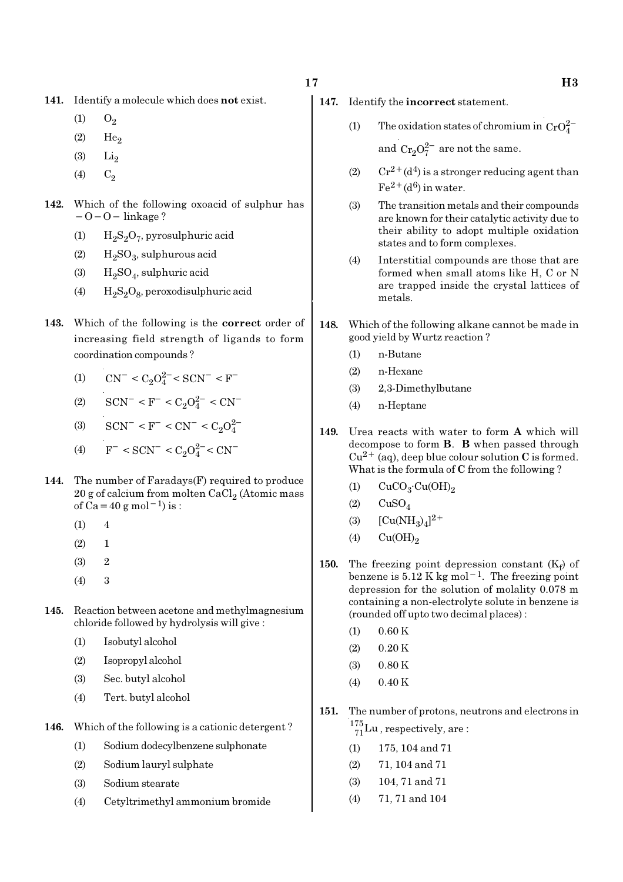141. Identify a molecule which does **not** exist.

(1) $O_2$

(2) $He_2$

(3) $Li_2$

(4) $C_2$

142. Which of the following oxoacid of sulphur has $-O-O-$ linkage ?

(1) $H_2S_2O_7$, pyrosulphuric acid

(2) $H_2SO_3$, sulphurous acid

(3) $H_2SO_4$, sulphuric acid

(4) $H_2S_2O_8$, peroxodisulphuric acid

143. Which of the following is the **correct** order of increasing field strength of ligands to form coordination compounds ?

(1) $CN^- < C_2O_4^{2-} < SCN^- < F^-$

(2) $SCN^- < F^- < C_2O_4^{2-} < CN^-$

(3) $SCN^- < F^- < CN^- < C_2O_4^{2-}$

(4) $F^- < SCN^- < C_2O_4^{2-} < CN^-$

144. The number of Faradays(F) required to produce 20 g of calcium from molten $CaCl_2$ (Atomic mass of Ca = 40 g $mol^{-1}$) is :

(1) 4

(2) 1

(3) 2

(4) 3

145. Reaction between acetone and methylmagnesium chloride followed by hydrolysis will give :

(1) Isobutyl alcohol

(2) Isopropyl alcohol

(3) Sec. butyl alcohol

(4) Tert. butyl alcohol

146. Which of the following is a cationic detergent ?

(1) Sodium dodecylbenzene sulphonate

(2) Sodium lauryl sulphate

(3) Sodium stearate

(4) Cetyltrimethyl ammonium bromide

147. Identify the **incorrect** statement.

(1) The oxidation states of chromium in $CrO_4^{2-}$ and $Cr_2O_7^{2-}$ are not the same.

(2) $Cr^{2+}(d^4)$ is a stronger reducing agent than $Fe^{2+}(d^6)$ in water.

(3) The transition metals and their compounds are known for their catalytic activity due to their ability to adopt multiple oxidation states and to form complexes.

(4) Interstitial compounds are those that are formed when small atoms like H, C or N are trapped inside the crystal lattices of metals.

148. Which of the following alkane cannot be made in good yield by Wurtz reaction ?

(1) n-Butane

(2) n-Hexane

(3) 2,3-Dimethylbutane

(4) n-Heptane

149. Urea reacts with water to form **A** which will decompose to form **B**. **B** when passed through $Cu^{2+}$ (aq), deep blue colour solution **C** is formed. What is the formula of **C** from the following ?

(1) $CuCO_3{\cdot}Cu(OH)_2$

(2) $CuSO_4$

(3) $[Cu(NH_3)_4]^{2+}$

(4) $Cu(OH)_2$

150. The freezing point depression constant ($K_f$) of benzene is 5.12 K kg $mol^{-1}$. The freezing point depression for the solution of molality 0.078 m containing a non-electrolyte solute in benzene is (rounded off upto two decimal places) :

(1) 0.60 K

(2) 0.20 K

(3) 0.80 K

(4) 0.40 K

151. The number of protons, neutrons and electrons in $^{175}_{71}Lu$, respectively, are :

(1) 175, 104 and 71

(2) 71, 104 and 71

(3) 104, 71 and 71

(4) 71, 71 and 104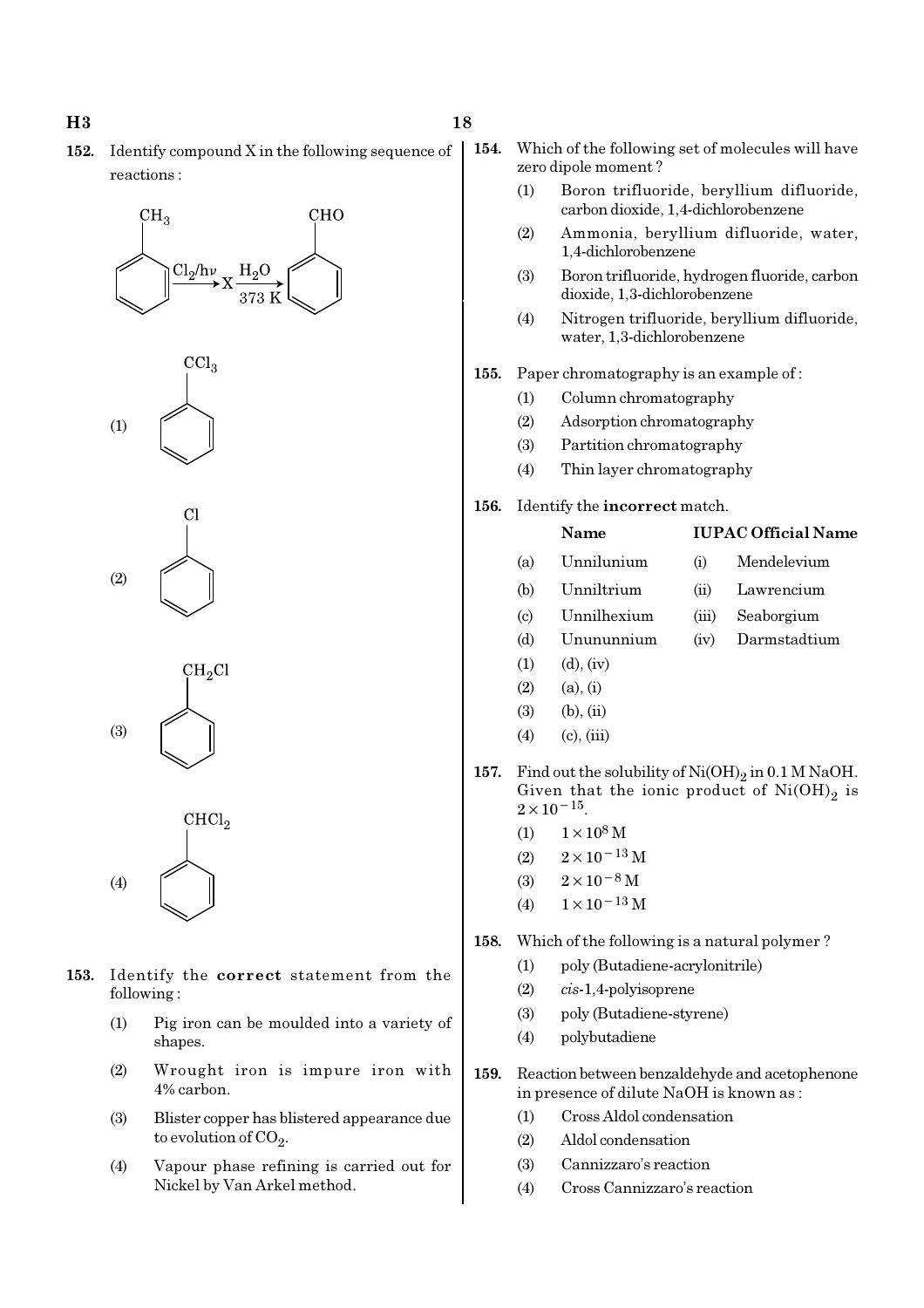**152.** Identify compound X in the following sequence of reactions :

$$C_6H_5CH_3 \xrightarrow{Cl_2/h\nu} X \xrightarrow[373\ K]{H_2O} C_6H_5CHO$$

(1) $C_6H_5CCl_3$

(2) $C_6H_5Cl$

(3) $C_6H_5CH_2Cl$

(4) $C_6H_5CHCl_2$

**153.** Identify the **correct** statement from the following :

(1) Pig iron can be moulded into a variety of shapes.

(2) Wrought iron is impure iron with 4% carbon.

(3) Blister copper has blistered appearance due to evolution of $CO_2$.

(4) Vapour phase refining is carried out for Nickel by Van Arkel method.

**154.** Which of the following set of molecules will have zero dipole moment ?

(1) Boron trifluoride, beryllium difluoride, carbon dioxide, 1,4-dichlorobenzene

(2) Ammonia, beryllium difluoride, water, 1,4-dichlorobenzene

(3) Boron trifluoride, hydrogen fluoride, carbon dioxide, 1,3-dichlorobenzene

(4) Nitrogen trifluoride, beryllium difluoride, water, 1,3-dichlorobenzene

**155.** Paper chromatography is an example of :

(1) Column chromatography

(2) Adsorption chromatography

(3) Partition chromatography

(4) Thin layer chromatography

**156.** Identify the **incorrect** match.

| | Name | | IUPAC Official Name |
|---|---|---|---|
| (a) | Unnilunium | (i) | Mendelevium |
| (b) | Unniltrium | (ii) | Lawrencium |
| (c) | Unnilhexium | (iii) | Seaborgium |
| (d) | Unununnium | (iv) | Darmstadtium |

(1) (d), (iv)

(2) (a), (i)

(3) (b), (ii)

(4) (c), (iii)

**157.** Find out the solubility of $Ni(OH)_2$ in 0.1 M NaOH. Given that the ionic product of $Ni(OH)_2$ is $2 \times 10^{-15}$.

(1) $1 \times 10^{8}$ M

(2) $2 \times 10^{-13}$ M

(3) $2 \times 10^{-8}$ M

(4) $1 \times 10^{-13}$ M

**158.** Which of the following is a natural polymer ?

(1) poly (Butadiene-acrylonitrile)

(2) *cis*-1,4-polyisoprene

(3) poly (Butadiene-styrene)

(4) polybutadiene

**159.** Reaction between benzaldehyde and acetophenone in presence of dilute NaOH is known as :

(1) Cross Aldol condensation

(2) Aldol condensation

(3) Cannizzaro's reaction

(4) Cross Cannizzaro's reaction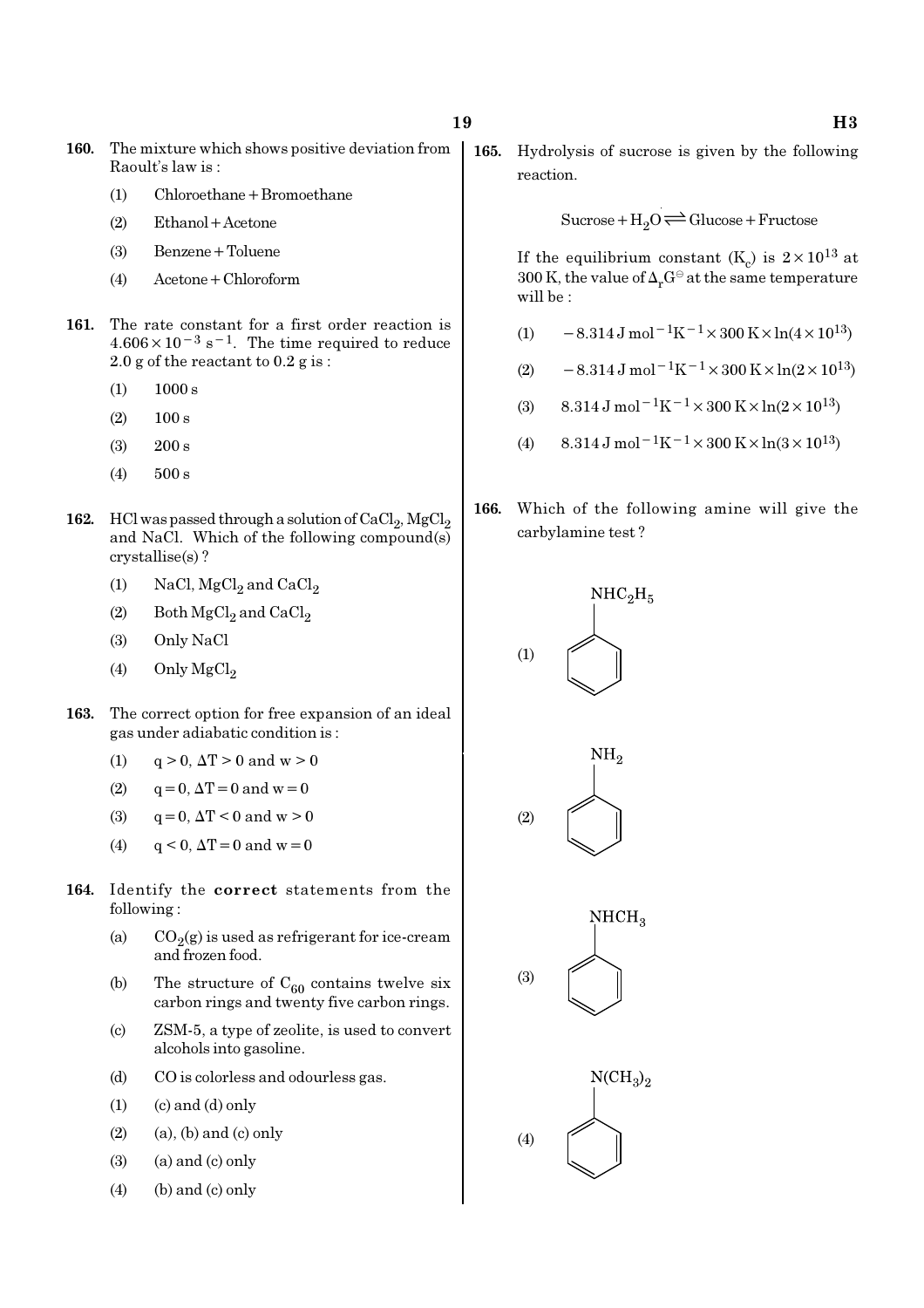**160.** The mixture which shows positive deviation from Raoult's law is :

(1) Chloroethane + Bromoethane

(2) Ethanol + Acetone

(3) Benzene + Toluene

(4) Acetone + Chloroform

**161.** The rate constant for a first order reaction is $4.606 \times 10^{-3}\ s^{-1}$. The time required to reduce 2.0 g of the reactant to 0.2 g is :

(1) 1000 s

(2) 100 s

(3) 200 s

(4) 500 s

**162.** HCl was passed through a solution of $CaCl_2$, $MgCl_2$ and NaCl. Which of the following compound(s) crystallise(s) ?

(1) NaCl, $MgCl_2$ and $CaCl_2$

(2) Both $MgCl_2$ and $CaCl_2$

(3) Only NaCl

(4) Only $MgCl_2$

**163.** The correct option for free expansion of an ideal gas under adiabatic condition is :

(1) $q > 0$, $\Delta T > 0$ and $w > 0$

(2) $q = 0$, $\Delta T = 0$ and $w = 0$

(3) $q = 0$, $\Delta T < 0$ and $w > 0$

(4) $q < 0$, $\Delta T = 0$ and $w = 0$

**164.** Identify the **correct** statements from the following :

(a) $CO_2(g)$ is used as refrigerant for ice-cream and frozen food.

(b) The structure of $C_{60}$ contains twelve six carbon rings and twenty five carbon rings.

(c) ZSM-5, a type of zeolite, is used to convert alcohols into gasoline.

(d) CO is colorless and odourless gas.

(1) (c) and (d) only

(2) (a), (b) and (c) only

(3) (a) and (c) only

(4) (b) and (c) only

**165.** Hydrolysis of sucrose is given by the following reaction.

$$\text{Sucrose} + H_2O \rightleftharpoons \text{Glucose} + \text{Fructose}$$

If the equilibrium constant ($K_c$) is $2 \times 10^{13}$ at 300 K, the value of $\Delta_r G^\ominus$ at the same temperature will be :

(1) $-8.314\ J\ mol^{-1}K^{-1} \times 300\ K \times \ln(4 \times 10^{13})$

(2) $-8.314\ J\ mol^{-1}K^{-1} \times 300\ K \times \ln(2 \times 10^{13})$

(3) $8.314\ J\ mol^{-1}K^{-1} \times 300\ K \times \ln(2 \times 10^{13})$

(4) $8.314\ J\ mol^{-1}K^{-1} \times 300\ K \times \ln(3 \times 10^{13})$

**166.** Which of the following amine will give the carbylamine test ?

(1) Benzene ring with $NHC_2H_5$

(2) Benzene ring with $NH_2$

(3) Benzene ring with $NHCH_3$

(4) Benzene ring with $N(CH_3)_2$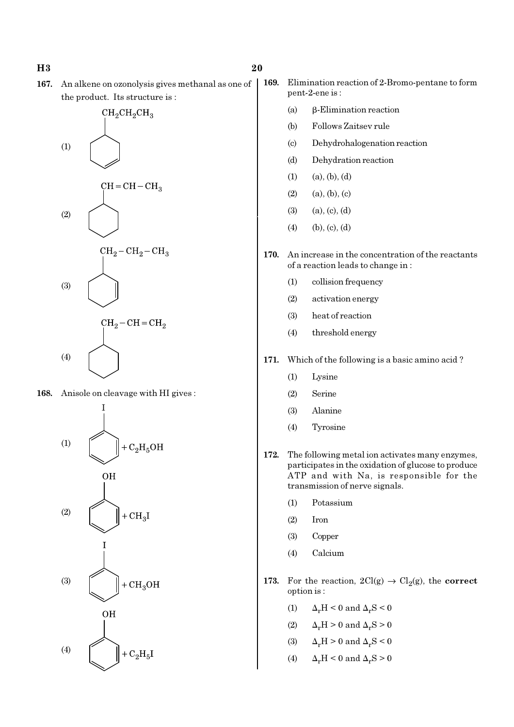**167.** An alkene on ozonolysis gives methanal as one of the product. Its structure is :

(1) Cyclohexene ring with $CH_2CH_2CH_3$ substituent

(2) Cyclohexane ring with $CH=CH-CH_3$ substituent

(3) Cyclohexene ring with $CH_2-CH_2-CH_3$ substituent

(4) Cyclohexane ring with $CH_2-CH=CH_2$ substituent

**168.** Anisole on cleavage with HI gives :

(1) Iodobenzene $+ C_2H_5OH$

(2) Phenol $+ CH_3I$

(3) Iodobenzene $+ CH_3OH$

(4) Phenol $+ C_2H_5I$

**169.** Elimination reaction of 2-Bromo-pentane to form pent-2-ene is :

(a) β-Elimination reaction

(b) Follows Zaitsev rule

(c) Dehydrohalogenation reaction

(d) Dehydration reaction

(1) (a), (b), (d)

(2) (a), (b), (c)

(3) (a), (c), (d)

(4) (b), (c), (d)

**170.** An increase in the concentration of the reactants of a reaction leads to change in :

(1) collision frequency

(2) activation energy

(3) heat of reaction

(4) threshold energy

**171.** Which of the following is a basic amino acid ?

(1) Lysine

(2) Serine

(3) Alanine

(4) Tyrosine

**172.** The following metal ion activates many enzymes, participates in the oxidation of glucose to produce ATP and with Na, is responsible for the transmission of nerve signals.

(1) Potassium

(2) Iron

(3) Copper

(4) Calcium

**173.** For the reaction, $2Cl(g) \rightarrow Cl_2(g)$, the **correct** option is :

(1) $\Delta_rH < 0$ and $\Delta_rS < 0$

(2) $\Delta_rH > 0$ and $\Delta_rS > 0$

(3) $\Delta_rH > 0$ and $\Delta_rS < 0$

(4) $\Delta_rH < 0$ and $\Delta_rS > 0$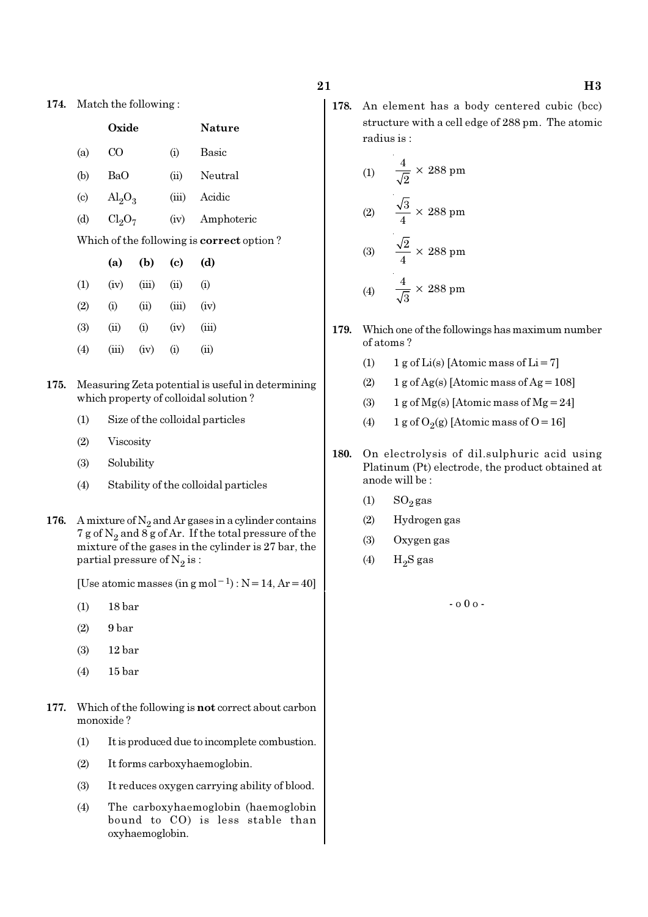174. Match the following :

| | Oxide | | Nature |
|---|---|---|---|
| (a) | CO | (i) | Basic |
| (b) | BaO | (ii) | Neutral |
| (c) | $Al_2O_3$ | (iii) | Acidic |
| (d) | $Cl_2O_7$ | (iv) | Amphoteric |

Which of the following is **correct** option ?

| | (a) | (b) | (c) | (d) |
|---|---|---|---|---|
| (1) | (iv) | (iii) | (ii) | (i) |
| (2) | (i) | (ii) | (iii) | (iv) |
| (3) | (ii) | (i) | (iv) | (iii) |
| (4) | (iii) | (iv) | (i) | (ii) |

175. Measuring Zeta potential is useful in determining which property of colloidal solution ?

(1) Size of the colloidal particles

(2) Viscosity

(3) Solubility

(4) Stability of the colloidal particles

176. A mixture of $N_2$ and Ar gases in a cylinder contains 7 g of $N_2$ and 8 g of Ar. If the total pressure of the mixture of the gases in the cylinder is 27 bar, the partial pressure of $N_2$ is :

[Use atomic masses (in g mol$^{-1}$) : N = 14, Ar = 40]

(1) 18 bar

(2) 9 bar

(3) 12 bar

(4) 15 bar

177. Which of the following is **not** correct about carbon monoxide ?

(1) It is produced due to incomplete combustion.

(2) It forms carboxyhaemoglobin.

(3) It reduces oxygen carrying ability of blood.

(4) The carboxyhaemoglobin (haemoglobin bound to CO) is less stable than oxyhaemoglobin.

178. An element has a body centered cubic (bcc) structure with a cell edge of 288 pm. The atomic radius is :

(1) $\frac{4}{\sqrt{2}} \times 288$ pm

(2) $\frac{\sqrt{3}}{4} \times 288$ pm

(3) $\frac{\sqrt{2}}{4} \times 288$ pm

(4) $\frac{4}{\sqrt{3}} \times 288$ pm

179. Which one of the followings has maximum number of atoms ?

(1) 1 g of Li(s) [Atomic mass of Li = 7]

(2) 1 g of Ag(s) [Atomic mass of Ag = 108]

(3) 1 g of Mg(s) [Atomic mass of Mg = 24]

(4) 1 g of $O_2$(g) [Atomic mass of O = 16]

180. On electrolysis of dil.sulphuric acid using Platinum (Pt) electrode, the product obtained at anode will be :

(1) $SO_2$ gas

(2) Hydrogen gas

(3) Oxygen gas

(4) $H_2S$ gas

- o 0 o -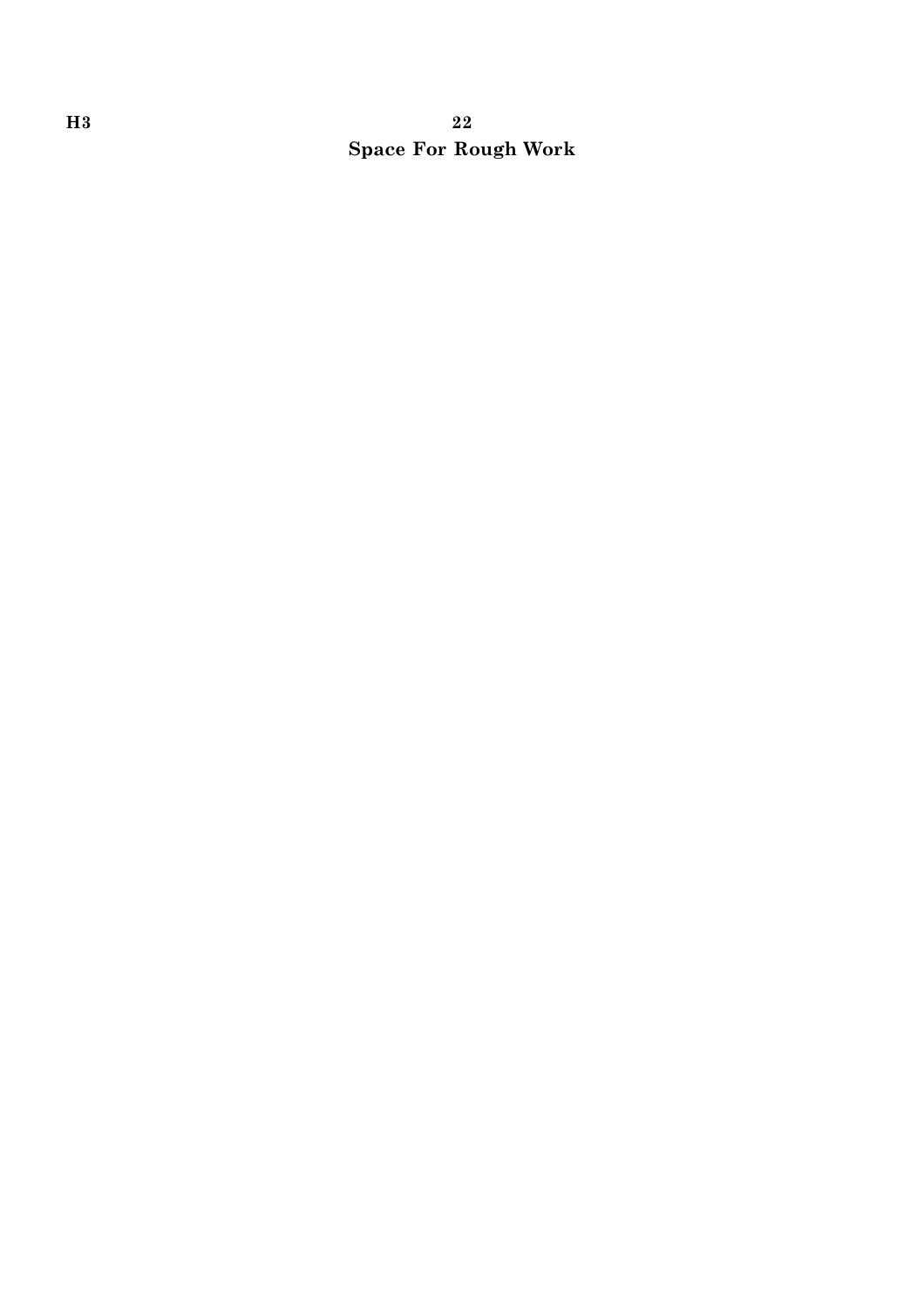**Space For Rough Work**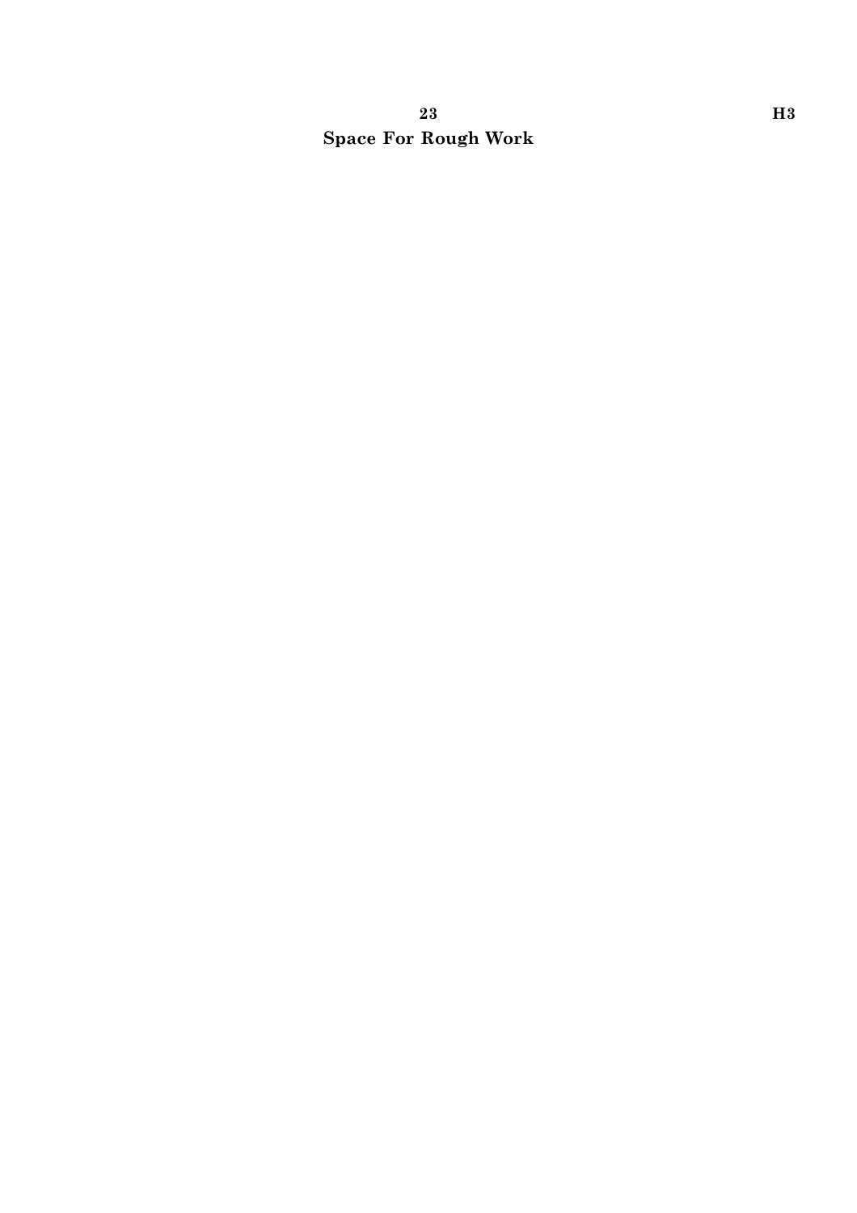**Space For Rough Work**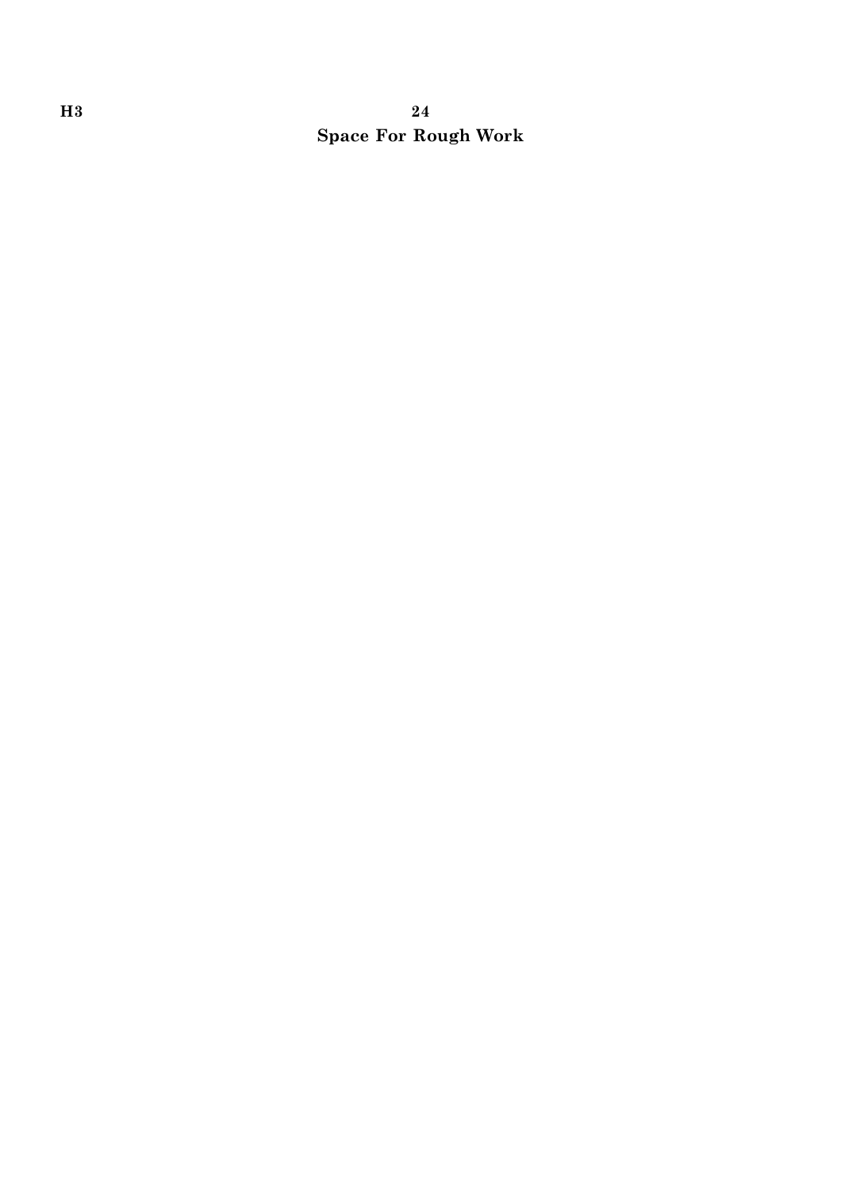**Space For Rough Work**